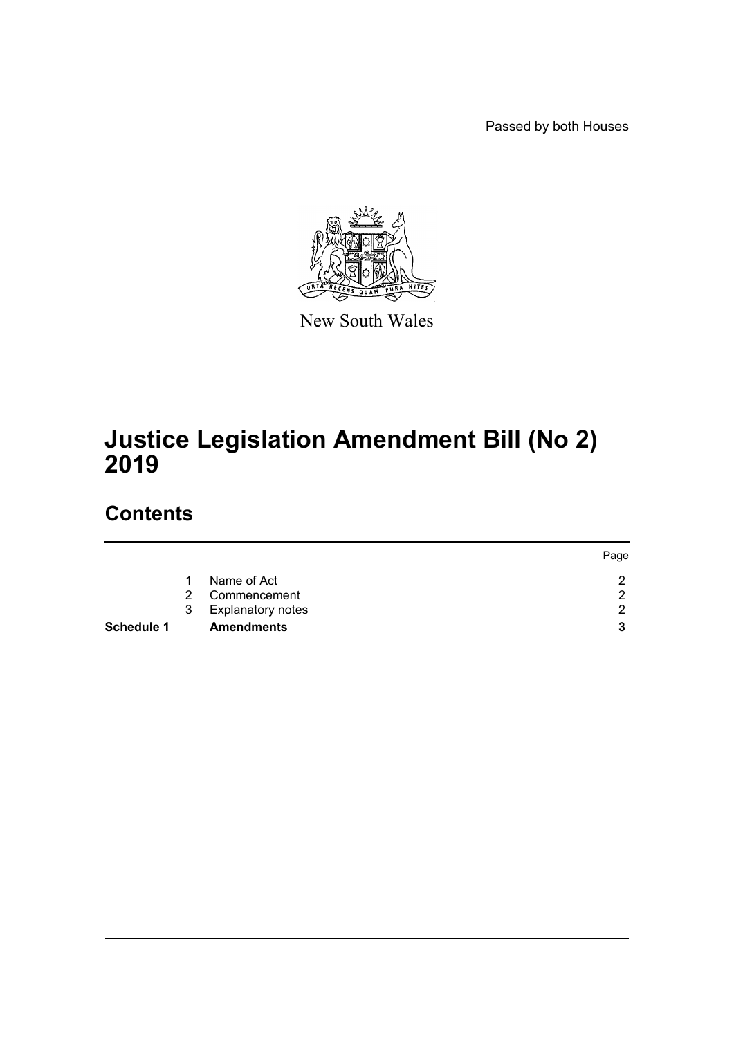Passed by both Houses

New South Wales

# Justice Legislation Amendment Bill (No 2) 2019

## Contents

| | | | Page |
|---|---|---|---|
| | 1 | Name of Act | 2 |
| | 2 | Commencement | 2 |
| | 3 | Explanatory notes | 2 |
| **Schedule 1** | | **Amendments** | **3** |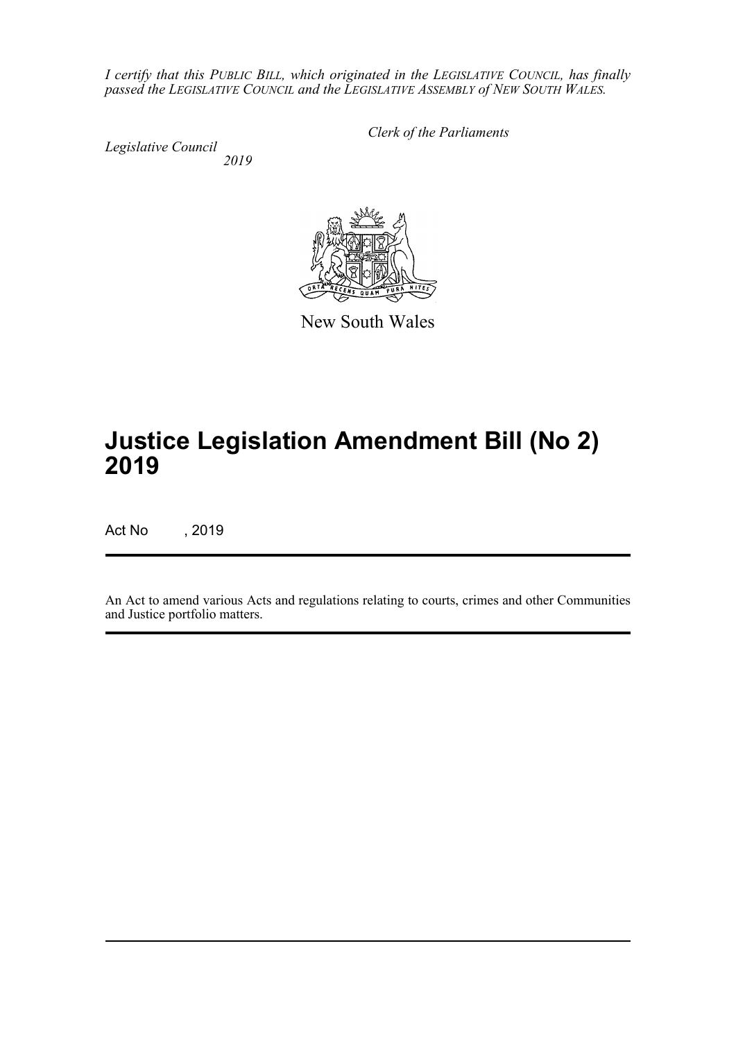*I certify that this PUBLIC BILL, which originated in the LEGISLATIVE COUNCIL, has finally passed the LEGISLATIVE COUNCIL and the LEGISLATIVE ASSEMBLY of NEW SOUTH WALES.*

*Clerk of the Parliaments*

*Legislative Council*
*2019*

New South Wales

# Justice Legislation Amendment Bill (No 2) 2019

Act No , 2019

An Act to amend various Acts and regulations relating to courts, crimes and other Communities and Justice portfolio matters.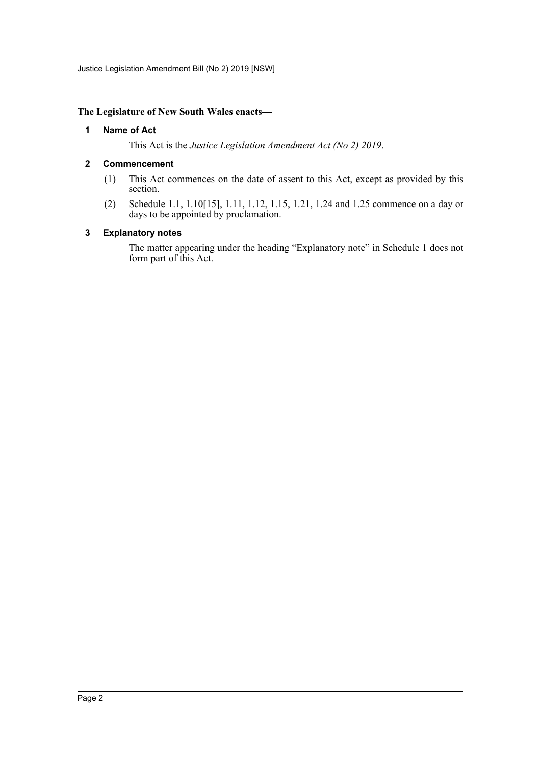**The Legislature of New South Wales enacts—**

**1 Name of Act**

This Act is the *Justice Legislation Amendment Act (No 2) 2019*.

**2 Commencement**

(1) This Act commences on the date of assent to this Act, except as provided by this section.

(2) Schedule 1.1, 1.10[15], 1.11, 1.12, 1.15, 1.21, 1.24 and 1.25 commence on a day or days to be appointed by proclamation.

**3 Explanatory notes**

The matter appearing under the heading "Explanatory note" in Schedule 1 does not form part of this Act.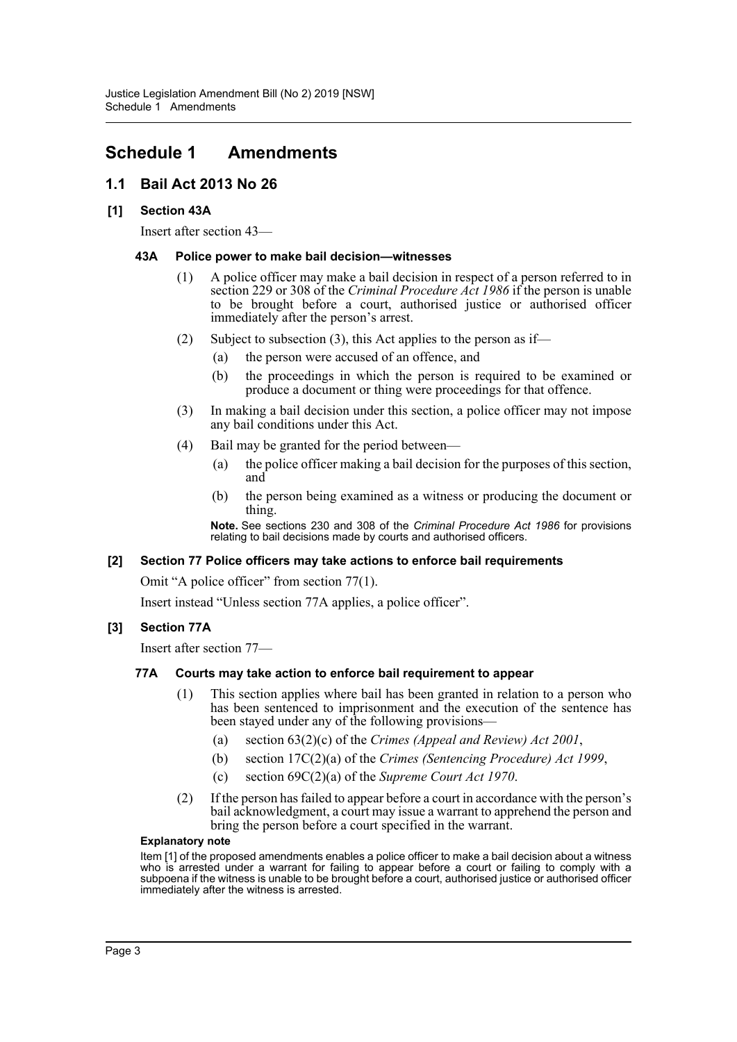# Schedule 1 Amendments

## 1.1 Bail Act 2013 No 26

### [1] Section 43A

Insert after section 43—

#### 43A Police power to make bail decision—witnesses

(1) A police officer may make a bail decision in respect of a person referred to in section 229 or 308 of the *Criminal Procedure Act 1986* if the person is unable to be brought before a court, authorised justice or authorised officer immediately after the person's arrest.

(2) Subject to subsection (3), this Act applies to the person as if—

(a) the person were accused of an offence, and

(b) the proceedings in which the person is required to be examined or produce a document or thing were proceedings for that offence.

(3) In making a bail decision under this section, a police officer may not impose any bail conditions under this Act.

(4) Bail may be granted for the period between—

(a) the police officer making a bail decision for the purposes of this section, and

(b) the person being examined as a witness or producing the document or thing.

**Note.** See sections 230 and 308 of the *Criminal Procedure Act 1986* for provisions relating to bail decisions made by courts and authorised officers.

### [2] Section 77 Police officers may take actions to enforce bail requirements

Omit "A police officer" from section 77(1).

Insert instead "Unless section 77A applies, a police officer".

### [3] Section 77A

Insert after section 77—

#### 77A Courts may take action to enforce bail requirement to appear

(1) This section applies where bail has been granted in relation to a person who has been sentenced to imprisonment and the execution of the sentence has been stayed under any of the following provisions—

(a) section 63(2)(c) of the *Crimes (Appeal and Review) Act 2001*,

(b) section 17C(2)(a) of the *Crimes (Sentencing Procedure) Act 1999*,

(c) section 69C(2)(a) of the *Supreme Court Act 1970*.

(2) If the person has failed to appear before a court in accordance with the person's bail acknowledgment, a court may issue a warrant to apprehend the person and bring the person before a court specified in the warrant.

**Explanatory note**

Item [1] of the proposed amendments enables a police officer to make a bail decision about a witness who is arrested under a warrant for failing to appear before a court or failing to comply with a subpoena if the witness is unable to be brought before a court, authorised justice or authorised officer immediately after the witness is arrested.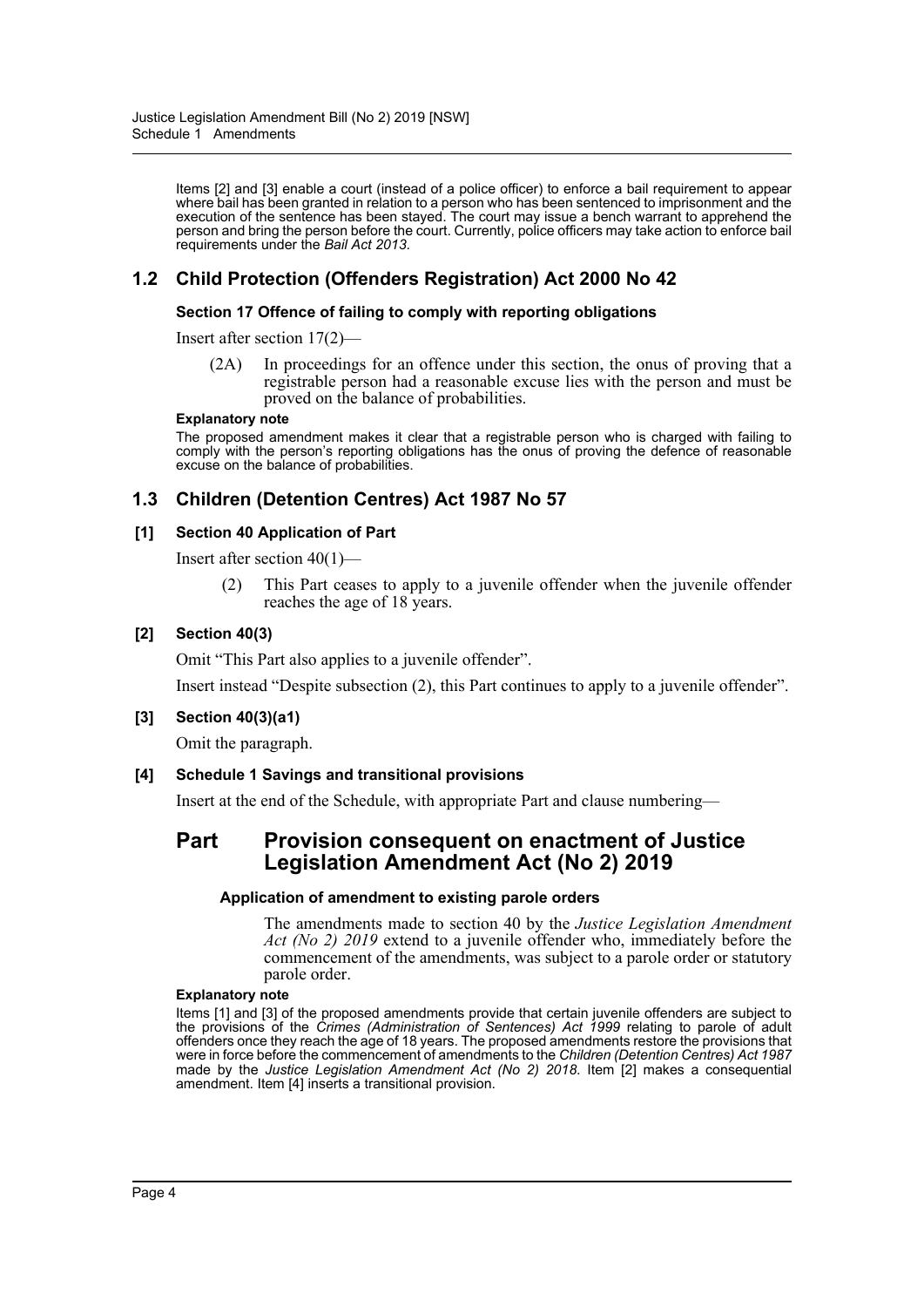Items [2] and [3] enable a court (instead of a police officer) to enforce a bail requirement to appear where bail has been granted in relation to a person who has been sentenced to imprisonment and the execution of the sentence has been stayed. The court may issue a bench warrant to apprehend the person and bring the person before the court. Currently, police officers may take action to enforce bail requirements under the *Bail Act 2013*.

## 1.2 Child Protection (Offenders Registration) Act 2000 No 42

### Section 17 Offence of failing to comply with reporting obligations

Insert after section 17(2)—

(2A) In proceedings for an offence under this section, the onus of proving that a registrable person had a reasonable excuse lies with the person and must be proved on the balance of probabilities.

**Explanatory note**

The proposed amendment makes it clear that a registrable person who is charged with failing to comply with the person's reporting obligations has the onus of proving the defence of reasonable excuse on the balance of probabilities.

## 1.3 Children (Detention Centres) Act 1987 No 57

### [1] Section 40 Application of Part

Insert after section 40(1)—

(2) This Part ceases to apply to a juvenile offender when the juvenile offender reaches the age of 18 years.

### [2] Section 40(3)

Omit "This Part also applies to a juvenile offender".

Insert instead "Despite subsection (2), this Part continues to apply to a juvenile offender".

### [3] Section 40(3)(a1)

Omit the paragraph.

### [4] Schedule 1 Savings and transitional provisions

Insert at the end of the Schedule, with appropriate Part and clause numbering—

## Part Provision consequent on enactment of Justice Legislation Amendment Act (No 2) 2019

**Application of amendment to existing parole orders**

The amendments made to section 40 by the *Justice Legislation Amendment Act (No 2) 2019* extend to a juvenile offender who, immediately before the commencement of the amendments, was subject to a parole order or statutory parole order.

**Explanatory note**

Items [1] and [3] of the proposed amendments provide that certain juvenile offenders are subject to the provisions of the *Crimes (Administration of Sentences) Act 1999* relating to parole of adult offenders once they reach the age of 18 years. The proposed amendments restore the provisions that were in force before the commencement of amendments to the *Children (Detention Centres) Act 1987* made by the *Justice Legislation Amendment Act (No 2) 2018*. Item [2] makes a consequential amendment. Item [4] inserts a transitional provision.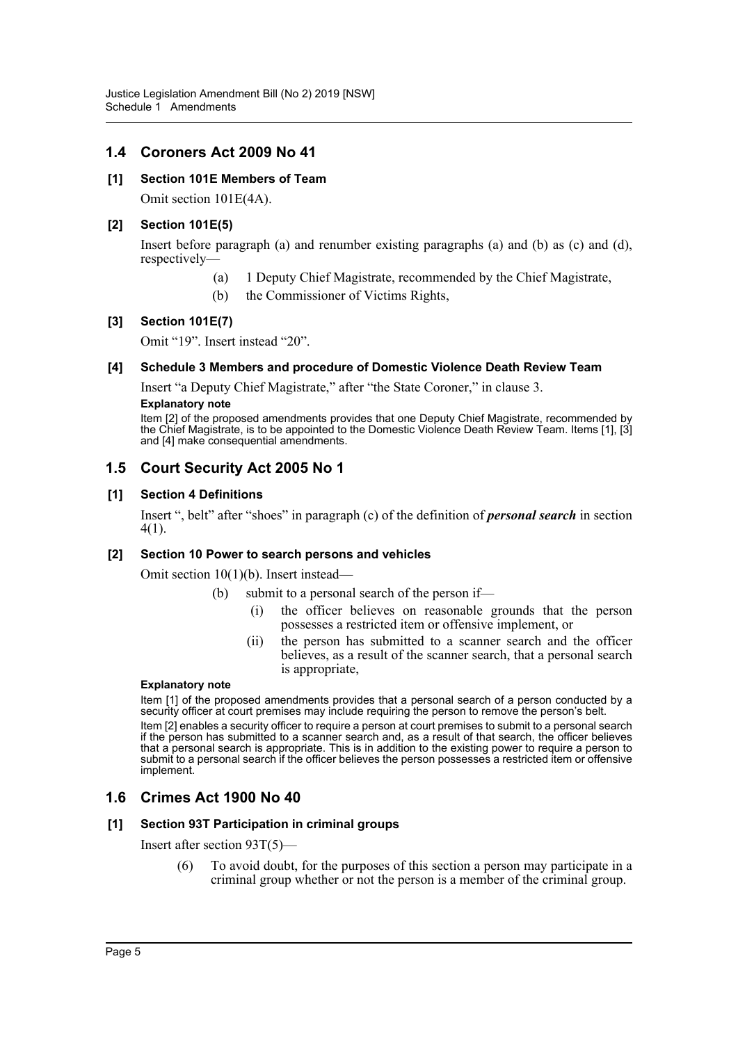## 1.4 Coroners Act 2009 No 41

### [1] Section 101E Members of Team

Omit section 101E(4A).

### [2] Section 101E(5)

Insert before paragraph (a) and renumber existing paragraphs (a) and (b) as (c) and (d), respectively—

(a) 1 Deputy Chief Magistrate, recommended by the Chief Magistrate,

(b) the Commissioner of Victims Rights,

### [3] Section 101E(7)

Omit "19". Insert instead "20".

### [4] Schedule 3 Members and procedure of Domestic Violence Death Review Team

Insert "a Deputy Chief Magistrate," after "the State Coroner," in clause 3.

**Explanatory note**

Item [2] of the proposed amendments provides that one Deputy Chief Magistrate, recommended by the Chief Magistrate, is to be appointed to the Domestic Violence Death Review Team. Items [1], [3] and [4] make consequential amendments.

## 1.5 Court Security Act 2005 No 1

### [1] Section 4 Definitions

Insert ", belt" after "shoes" in paragraph (c) of the definition of ***personal search*** in section 4(1).

### [2] Section 10 Power to search persons and vehicles

Omit section 10(1)(b). Insert instead—

(b) submit to a personal search of the person if—

(i) the officer believes on reasonable grounds that the person possesses a restricted item or offensive implement, or

(ii) the person has submitted to a scanner search and the officer believes, as a result of the scanner search, that a personal search is appropriate,

**Explanatory note**

Item [1] of the proposed amendments provides that a personal search of a person conducted by a security officer at court premises may include requiring the person to remove the person's belt.

Item [2] enables a security officer to require a person at court premises to submit to a personal search if the person has submitted to a scanner search and, as a result of that search, the officer believes that a personal search is appropriate. This is in addition to the existing power to require a person to submit to a personal search if the officer believes the person possesses a restricted item or offensive implement.

## 1.6 Crimes Act 1900 No 40

### [1] Section 93T Participation in criminal groups

Insert after section 93T(5)—

(6) To avoid doubt, for the purposes of this section a person may participate in a criminal group whether or not the person is a member of the criminal group.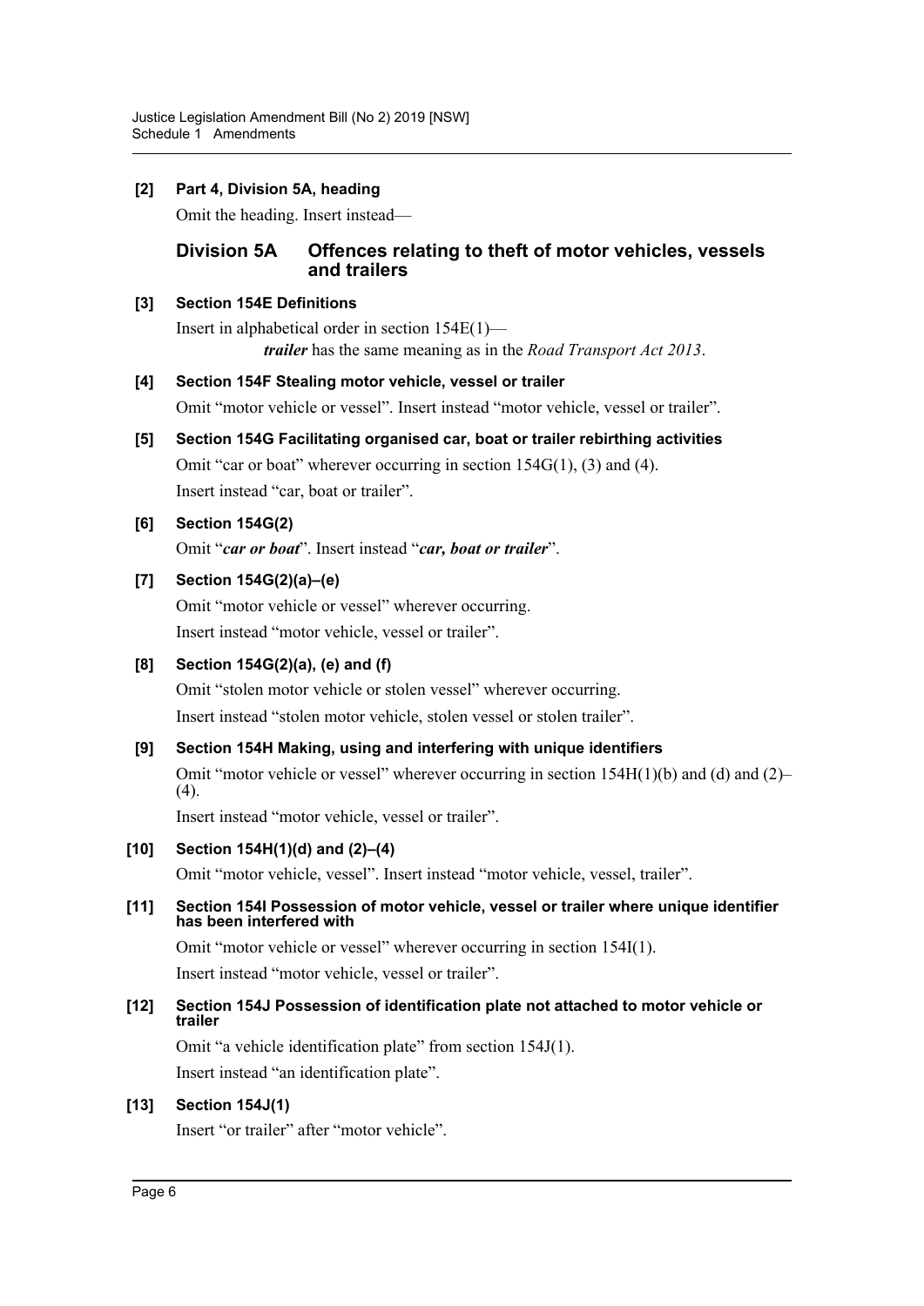**[2] Part 4, Division 5A, heading**

Omit the heading. Insert instead—

### Division 5A Offences relating to theft of motor vehicles, vessels and trailers

**[3] Section 154E Definitions**

Insert in alphabetical order in section 154E(1)—

***trailer*** has the same meaning as in the *Road Transport Act 2013*.

**[4] Section 154F Stealing motor vehicle, vessel or trailer**

Omit "motor vehicle or vessel". Insert instead "motor vehicle, vessel or trailer".

**[5] Section 154G Facilitating organised car, boat or trailer rebirthing activities**

Omit "car or boat" wherever occurring in section 154G(1), (3) and (4).

Insert instead "car, boat or trailer".

**[6] Section 154G(2)**

Omit "***car or boat***". Insert instead "***car, boat or trailer***".

**[7] Section 154G(2)(a)–(e)**

Omit "motor vehicle or vessel" wherever occurring.

Insert instead "motor vehicle, vessel or trailer".

**[8] Section 154G(2)(a), (e) and (f)**

Omit "stolen motor vehicle or stolen vessel" wherever occurring.

Insert instead "stolen motor vehicle, stolen vessel or stolen trailer".

**[9] Section 154H Making, using and interfering with unique identifiers**

Omit "motor vehicle or vessel" wherever occurring in section 154H(1)(b) and (d) and (2)–(4).

Insert instead "motor vehicle, vessel or trailer".

**[10] Section 154H(1)(d) and (2)–(4)**

Omit "motor vehicle, vessel". Insert instead "motor vehicle, vessel, trailer".

**[11] Section 154I Possession of motor vehicle, vessel or trailer where unique identifier has been interfered with**

Omit "motor vehicle or vessel" wherever occurring in section 154I(1).

Insert instead "motor vehicle, vessel or trailer".

**[12] Section 154J Possession of identification plate not attached to motor vehicle or trailer**

Omit "a vehicle identification plate" from section 154J(1).

Insert instead "an identification plate".

**[13] Section 154J(1)**

Insert "or trailer" after "motor vehicle".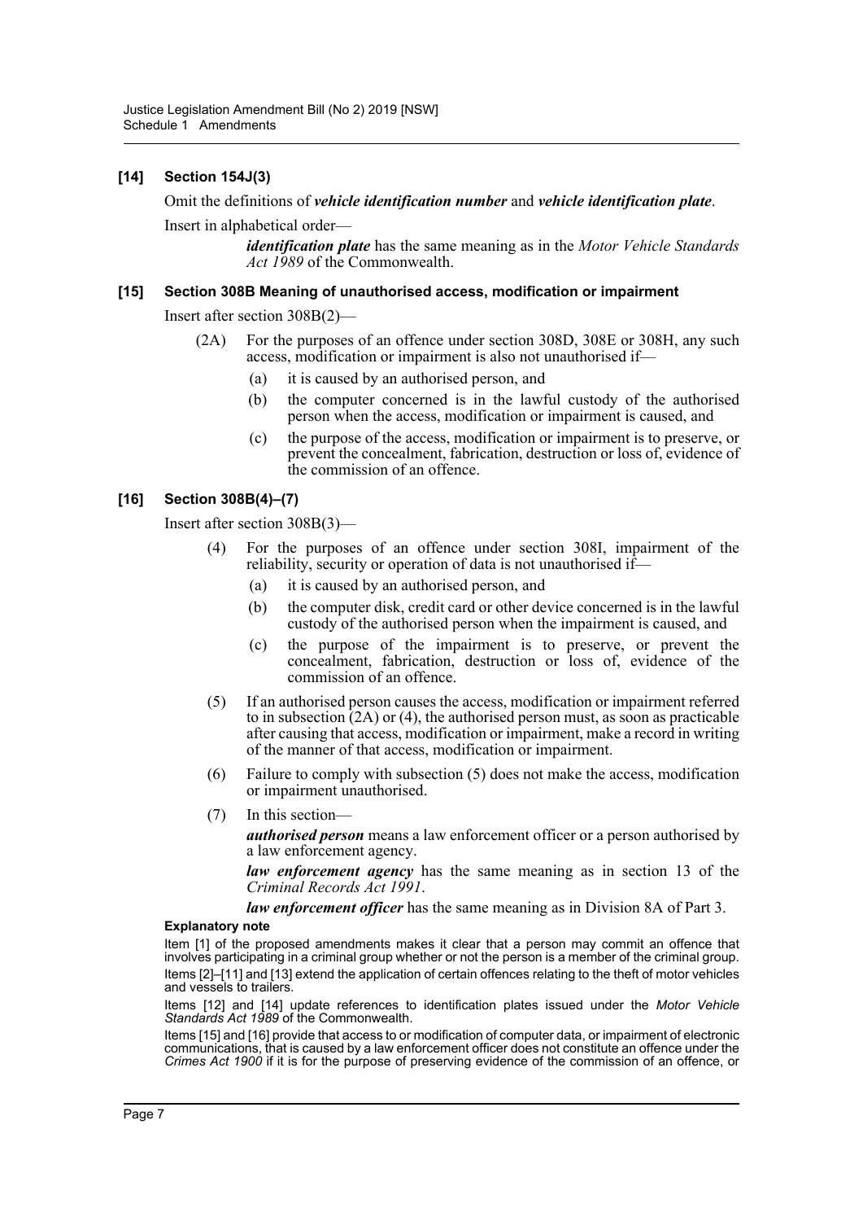### [14] Section 154J(3)

Omit the definitions of ***vehicle identification number*** and ***vehicle identification plate***.

Insert in alphabetical order—

> ***identification plate*** has the same meaning as in the *Motor Vehicle Standards Act 1989* of the Commonwealth.

### [15] Section 308B Meaning of unauthorised access, modification or impairment

Insert after section 308B(2)—

> (2A) For the purposes of an offence under section 308D, 308E or 308H, any such access, modification or impairment is also not unauthorised if—
>
> (a) it is caused by an authorised person, and
>
> (b) the computer concerned is in the lawful custody of the authorised person when the access, modification or impairment is caused, and
>
> (c) the purpose of the access, modification or impairment is to preserve, or prevent the concealment, fabrication, destruction or loss of, evidence of the commission of an offence.

### [16] Section 308B(4)–(7)

Insert after section 308B(3)—

> (4) For the purposes of an offence under section 308I, impairment of the reliability, security or operation of data is not unauthorised if—
>
> (a) it is caused by an authorised person, and
>
> (b) the computer disk, credit card or other device concerned is in the lawful custody of the authorised person when the impairment is caused, and
>
> (c) the purpose of the impairment is to preserve, or prevent the concealment, fabrication, destruction or loss of, evidence of the commission of an offence.
>
> (5) If an authorised person causes the access, modification or impairment referred to in subsection (2A) or (4), the authorised person must, as soon as practicable after causing that access, modification or impairment, make a record in writing of the manner of that access, modification or impairment.
>
> (6) Failure to comply with subsection (5) does not make the access, modification or impairment unauthorised.
>
> (7) In this section—
>
> ***authorised person*** means a law enforcement officer or a person authorised by a law enforcement agency.
>
> ***law enforcement agency*** has the same meaning as in section 13 of the *Criminal Records Act 1991*.
>
> ***law enforcement officer*** has the same meaning as in Division 8A of Part 3.

**Explanatory note**

Item [1] of the proposed amendments makes it clear that a person may commit an offence that involves participating in a criminal group whether or not the person is a member of the criminal group.

Items [2]–[11] and [13] extend the application of certain offences relating to the theft of motor vehicles and vessels to trailers.

Items [12] and [14] update references to identification plates issued under the *Motor Vehicle Standards Act 1989* of the Commonwealth.

Items [15] and [16] provide that access to or modification of computer data, or impairment of electronic communications, that is caused by a law enforcement officer does not constitute an offence under the *Crimes Act 1900* if it is for the purpose of preserving evidence of the commission of an offence, or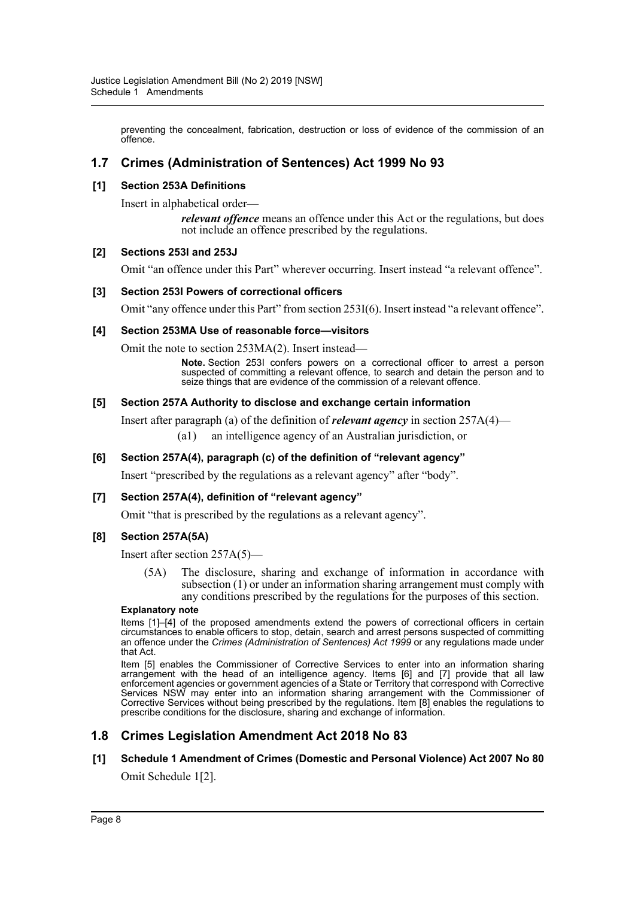preventing the concealment, fabrication, destruction or loss of evidence of the commission of an offence.

## 1.7 Crimes (Administration of Sentences) Act 1999 No 93

### [1] Section 253A Definitions

Insert in alphabetical order—

> ***relevant offence*** means an offence under this Act or the regulations, but does not include an offence prescribed by the regulations.

### [2] Sections 253I and 253J

Omit "an offence under this Part" wherever occurring. Insert instead "a relevant offence".

### [3] Section 253I Powers of correctional officers

Omit "any offence under this Part" from section 253I(6). Insert instead "a relevant offence".

### [4] Section 253MA Use of reasonable force—visitors

Omit the note to section 253MA(2). Insert instead—

> **Note.** Section 253I confers powers on a correctional officer to arrest a person suspected of committing a relevant offence, to search and detain the person and to seize things that are evidence of the commission of a relevant offence.

### [5] Section 257A Authority to disclose and exchange certain information

Insert after paragraph (a) of the definition of ***relevant agency*** in section 257A(4)—

> (a1) an intelligence agency of an Australian jurisdiction, or

### [6] Section 257A(4), paragraph (c) of the definition of "relevant agency"

Insert "prescribed by the regulations as a relevant agency" after "body".

### [7] Section 257A(4), definition of "relevant agency"

Omit "that is prescribed by the regulations as a relevant agency".

### [8] Section 257A(5A)

Insert after section 257A(5)—

> (5A) The disclosure, sharing and exchange of information in accordance with subsection (1) or under an information sharing arrangement must comply with any conditions prescribed by the regulations for the purposes of this section.

**Explanatory note**

Items [1]–[4] of the proposed amendments extend the powers of correctional officers in certain circumstances to enable officers to stop, detain, search and arrest persons suspected of committing an offence under the *Crimes (Administration of Sentences) Act 1999* or any regulations made under that Act.

Item [5] enables the Commissioner of Corrective Services to enter into an information sharing arrangement with the head of an intelligence agency. Items [6] and [7] provide that all law enforcement agencies or government agencies of a State or Territory that correspond with Corrective Services NSW may enter into an information sharing arrangement with the Commissioner of Corrective Services without being prescribed by the regulations. Item [8] enables the regulations to prescribe conditions for the disclosure, sharing and exchange of information.

## 1.8 Crimes Legislation Amendment Act 2018 No 83

### [1] Schedule 1 Amendment of Crimes (Domestic and Personal Violence) Act 2007 No 80

Omit Schedule 1[2].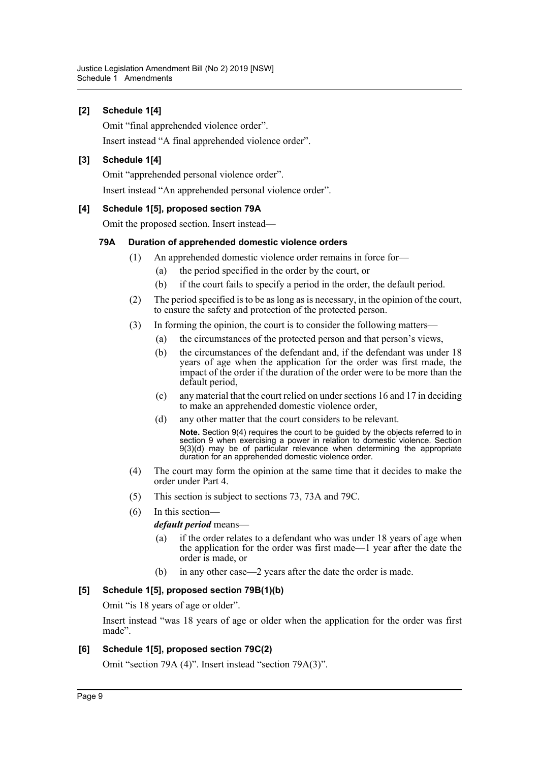**[2] Schedule 1[4]**

Omit "final apprehended violence order".

Insert instead "A final apprehended violence order".

**[3] Schedule 1[4]**

Omit "apprehended personal violence order".

Insert instead "An apprehended personal violence order".

**[4] Schedule 1[5], proposed section 79A**

Omit the proposed section. Insert instead—

**79A Duration of apprehended domestic violence orders**

(1) An apprehended domestic violence order remains in force for—

(a) the period specified in the order by the court, or

(b) if the court fails to specify a period in the order, the default period.

(2) The period specified is to be as long as is necessary, in the opinion of the court, to ensure the safety and protection of the protected person.

(3) In forming the opinion, the court is to consider the following matters—

(a) the circumstances of the protected person and that person's views,

(b) the circumstances of the defendant and, if the defendant was under 18 years of age when the application for the order was first made, the impact of the order if the duration of the order were to be more than the default period,

(c) any material that the court relied on under sections 16 and 17 in deciding to make an apprehended domestic violence order,

(d) any other matter that the court considers to be relevant.

**Note.** Section 9(4) requires the court to be guided by the objects referred to in section 9 when exercising a power in relation to domestic violence. Section 9(3)(d) may be of particular relevance when determining the appropriate duration for an apprehended domestic violence order.

(4) The court may form the opinion at the same time that it decides to make the order under Part 4.

(5) This section is subject to sections 73, 73A and 79C.

(6) In this section—

***default period*** means—

(a) if the order relates to a defendant who was under 18 years of age when the application for the order was first made—1 year after the date the order is made, or

(b) in any other case—2 years after the date the order is made.

**[5] Schedule 1[5], proposed section 79B(1)(b)**

Omit "is 18 years of age or older".

Insert instead "was 18 years of age or older when the application for the order was first made".

**[6] Schedule 1[5], proposed section 79C(2)**

Omit "section 79A (4)". Insert instead "section 79A(3)".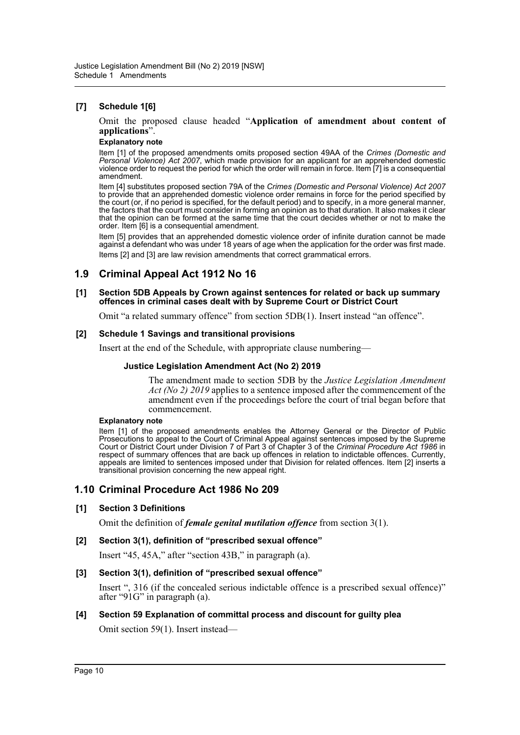**[7] Schedule 1[6]**

Omit the proposed clause headed "**Application of amendment about content of applications**".

**Explanatory note**

Item [1] of the proposed amendments omits proposed section 49AA of the *Crimes (Domestic and Personal Violence) Act 2007*, which made provision for an applicant for an apprehended domestic violence order to request the period for which the order will remain in force. Item [7] is a consequential amendment.

Item [4] substitutes proposed section 79A of the *Crimes (Domestic and Personal Violence) Act 2007* to provide that an apprehended domestic violence order remains in force for the period specified by the court (or, if no period is specified, for the default period) and to specify, in a more general manner, the factors that the court must consider in forming an opinion as to that duration. It also makes it clear that the opinion can be formed at the same time that the court decides whether or not to make the order. Item [6] is a consequential amendment.

Item [5] provides that an apprehended domestic violence order of infinite duration cannot be made against a defendant who was under 18 years of age when the application for the order was first made.

Items [2] and [3] are law revision amendments that correct grammatical errors.

## 1.9 Criminal Appeal Act 1912 No 16

**[1] Section 5DB Appeals by Crown against sentences for related or back up summary offences in criminal cases dealt with by Supreme Court or District Court**

Omit "a related summary offence" from section 5DB(1). Insert instead "an offence".

**[2] Schedule 1 Savings and transitional provisions**

Insert at the end of the Schedule, with appropriate clause numbering—

**Justice Legislation Amendment Act (No 2) 2019**

The amendment made to section 5DB by the *Justice Legislation Amendment Act (No 2) 2019* applies to a sentence imposed after the commencement of the amendment even if the proceedings before the court of trial began before that commencement.

**Explanatory note**

Item [1] of the proposed amendments enables the Attorney General or the Director of Public Prosecutions to appeal to the Court of Criminal Appeal against sentences imposed by the Supreme Court or District Court under Division 7 of Part 3 of Chapter 3 of the *Criminal Procedure Act 1986* in respect of summary offences that are back up offences in relation to indictable offences. Currently, appeals are limited to sentences imposed under that Division for related offences. Item [2] inserts a transitional provision concerning the new appeal right.

## 1.10 Criminal Procedure Act 1986 No 209

**[1] Section 3 Definitions**

Omit the definition of ***female genital mutilation offence*** from section 3(1).

**[2] Section 3(1), definition of "prescribed sexual offence"**

Insert "45, 45A," after "section 43B," in paragraph (a).

**[3] Section 3(1), definition of "prescribed sexual offence"**

Insert ", 316 (if the concealed serious indictable offence is a prescribed sexual offence)" after "91G" in paragraph (a).

**[4] Section 59 Explanation of committal process and discount for guilty plea**

Omit section 59(1). Insert instead—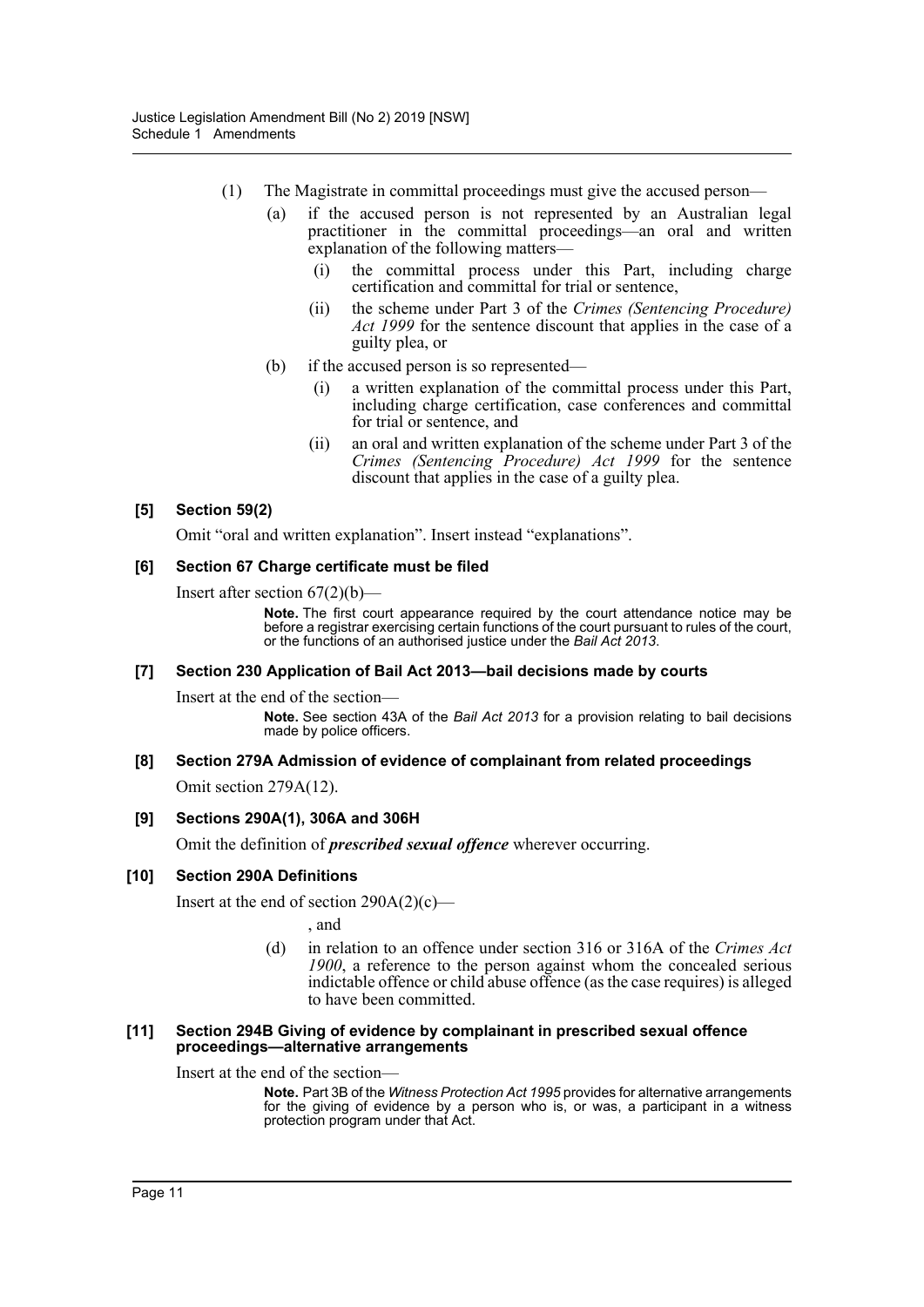(1) The Magistrate in committal proceedings must give the accused person—

(a) if the accused person is not represented by an Australian legal practitioner in the committal proceedings—an oral and written explanation of the following matters—

(i) the committal process under this Part, including charge certification and committal for trial or sentence,

(ii) the scheme under Part 3 of the *Crimes (Sentencing Procedure) Act 1999* for the sentence discount that applies in the case of a guilty plea, or

(b) if the accused person is so represented—

(i) a written explanation of the committal process under this Part, including charge certification, case conferences and committal for trial or sentence, and

(ii) an oral and written explanation of the scheme under Part 3 of the *Crimes (Sentencing Procedure) Act 1999* for the sentence discount that applies in the case of a guilty plea.

#### [5] Section 59(2)

Omit "oral and written explanation". Insert instead "explanations".

#### [6] Section 67 Charge certificate must be filed

Insert after section 67(2)(b)—

**Note.** The first court appearance required by the court attendance notice may be before a registrar exercising certain functions of the court pursuant to rules of the court, or the functions of an authorised justice under the *Bail Act 2013*.

#### [7] Section 230 Application of Bail Act 2013—bail decisions made by courts

Insert at the end of the section—

**Note.** See section 43A of the *Bail Act 2013* for a provision relating to bail decisions made by police officers.

#### [8] Section 279A Admission of evidence of complainant from related proceedings

Omit section 279A(12).

#### [9] Sections 290A(1), 306A and 306H

Omit the definition of ***prescribed sexual offence*** wherever occurring.

#### [10] Section 290A Definitions

Insert at the end of section 290A(2)(c)—

, and

(d) in relation to an offence under section 316 or 316A of the *Crimes Act 1900*, a reference to the person against whom the concealed serious indictable offence or child abuse offence (as the case requires) is alleged to have been committed.

#### [11] Section 294B Giving of evidence by complainant in prescribed sexual offence proceedings—alternative arrangements

Insert at the end of the section—

**Note.** Part 3B of the *Witness Protection Act 1995* provides for alternative arrangements for the giving of evidence by a person who is, or was, a participant in a witness protection program under that Act.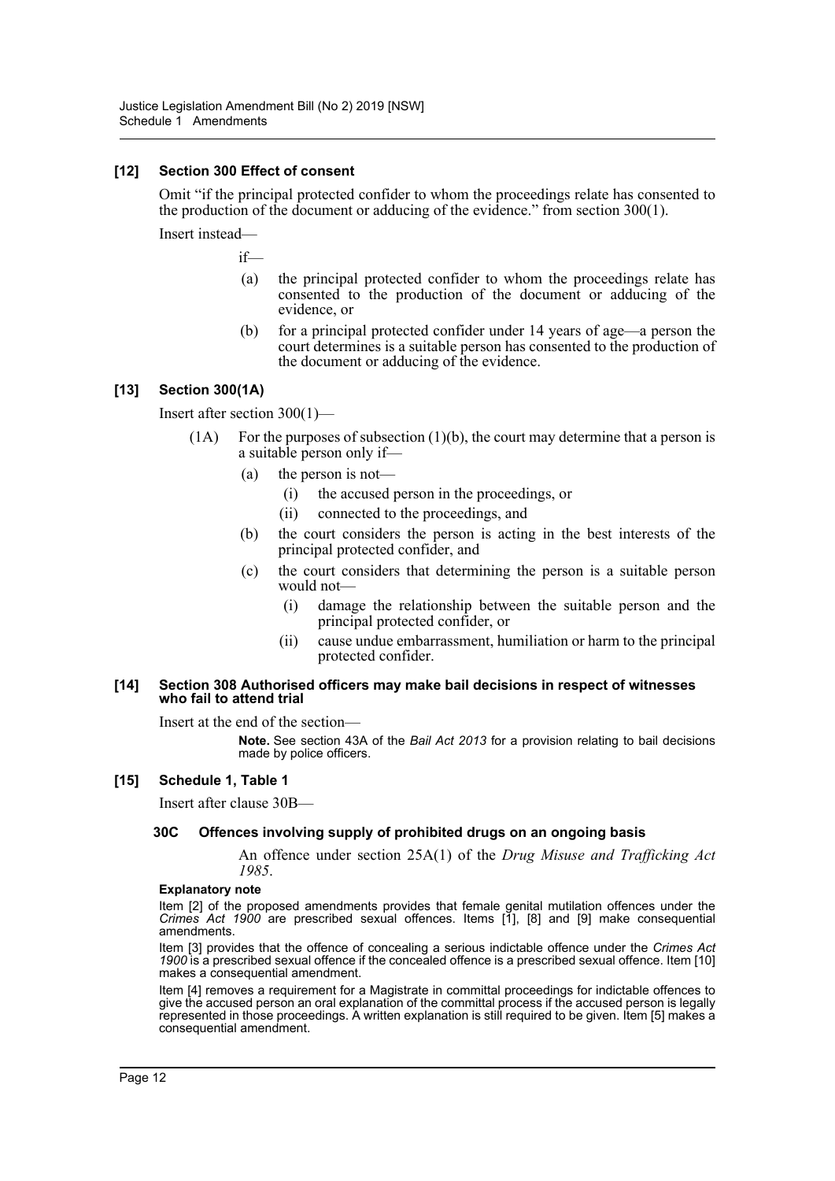### [12] Section 300 Effect of consent

Omit "if the principal protected confider to whom the proceedings relate has consented to the production of the document or adducing of the evidence." from section 300(1).

Insert instead—

if—

- (a) the principal protected confider to whom the proceedings relate has consented to the production of the document or adducing of the evidence, or
- (b) for a principal protected confider under 14 years of age—a person the court determines is a suitable person has consented to the production of the document or adducing of the evidence.

### [13] Section 300(1A)

Insert after section 300(1)—

(1A) For the purposes of subsection (1)(b), the court may determine that a person is a suitable person only if—

- (a) the person is not—
  - (i) the accused person in the proceedings, or
  - (ii) connected to the proceedings, and
- (b) the court considers the person is acting in the best interests of the principal protected confider, and
- (c) the court considers that determining the person is a suitable person would not—
  - (i) damage the relationship between the suitable person and the principal protected confider, or
  - (ii) cause undue embarrassment, humiliation or harm to the principal protected confider.

### [14] Section 308 Authorised officers may make bail decisions in respect of witnesses who fail to attend trial

Insert at the end of the section—

**Note.** See section 43A of the *Bail Act 2013* for a provision relating to bail decisions made by police officers.

### [15] Schedule 1, Table 1

Insert after clause 30B—

#### 30C Offences involving supply of prohibited drugs on an ongoing basis

An offence under section 25A(1) of the *Drug Misuse and Trafficking Act 1985*.

#### Explanatory note

Item [2] of the proposed amendments provides that female genital mutilation offences under the *Crimes Act 1900* are prescribed sexual offences. Items [1], [8] and [9] make consequential amendments.

Item [3] provides that the offence of concealing a serious indictable offence under the *Crimes Act 1900* is a prescribed sexual offence if the concealed offence is a prescribed sexual offence. Item [10] makes a consequential amendment.

Item [4] removes a requirement for a Magistrate in committal proceedings for indictable offences to give the accused person an oral explanation of the committal process if the accused person is legally represented in those proceedings. A written explanation is still required to be given. Item [5] makes a consequential amendment.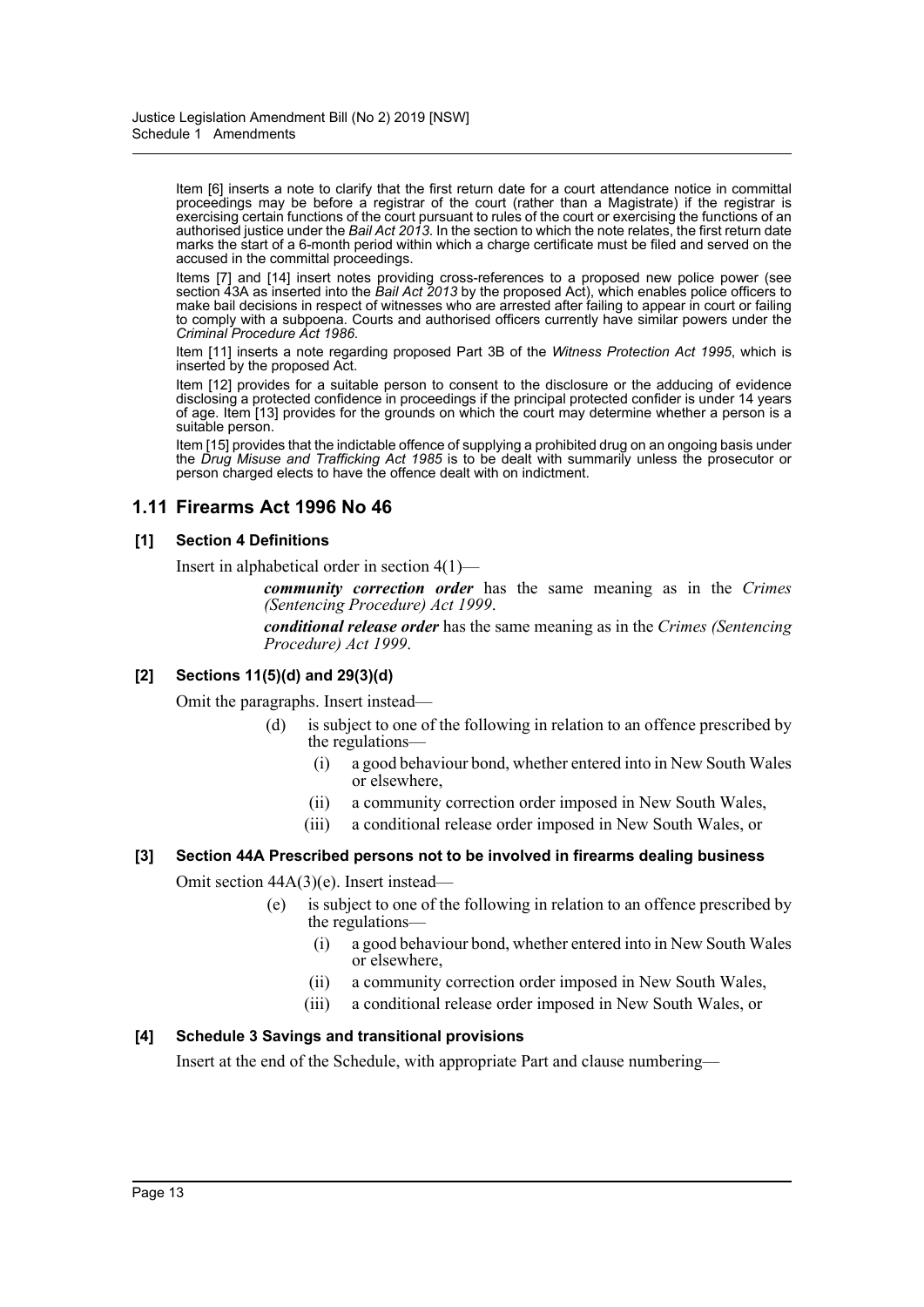Item [6] inserts a note to clarify that the first return date for a court attendance notice in committal proceedings may be before a registrar of the court (rather than a Magistrate) if the registrar is exercising certain functions of the court pursuant to rules of the court or exercising the functions of an authorised justice under the *Bail Act 2013*. In the section to which the note relates, the first return date marks the start of a 6-month period within which a charge certificate must be filed and served on the accused in the committal proceedings.

Items [7] and [14] insert notes providing cross-references to a proposed new police power (see section 43A as inserted into the *Bail Act 2013* by the proposed Act), which enables police officers to make bail decisions in respect of witnesses who are arrested after failing to appear in court or failing to comply with a subpoena. Courts and authorised officers currently have similar powers under the *Criminal Procedure Act 1986*.

Item [11] inserts a note regarding proposed Part 3B of the *Witness Protection Act 1995*, which is inserted by the proposed Act.

Item [12] provides for a suitable person to consent to the disclosure or the adducing of evidence disclosing a protected confidence in proceedings if the principal protected confider is under 14 years of age. Item [13] provides for the grounds on which the court may determine whether a person is a suitable person.

Item [15] provides that the indictable offence of supplying a prohibited drug on an ongoing basis under the *Drug Misuse and Trafficking Act 1985* is to be dealt with summarily unless the prosecutor or person charged elects to have the offence dealt with on indictment.

## 1.11 Firearms Act 1996 No 46

### [1] Section 4 Definitions

Insert in alphabetical order in section 4(1)—

> ***community correction order*** has the same meaning as in the *Crimes (Sentencing Procedure) Act 1999*.
>
> ***conditional release order*** has the same meaning as in the *Crimes (Sentencing Procedure) Act 1999*.

### [2] Sections 11(5)(d) and 29(3)(d)

Omit the paragraphs. Insert instead—

> (d) is subject to one of the following in relation to an offence prescribed by the regulations—
>
> (i) a good behaviour bond, whether entered into in New South Wales or elsewhere,
>
> (ii) a community correction order imposed in New South Wales,
>
> (iii) a conditional release order imposed in New South Wales, or

### [3] Section 44A Prescribed persons not to be involved in firearms dealing business

Omit section 44A(3)(e). Insert instead—

> (e) is subject to one of the following in relation to an offence prescribed by the regulations—
>
> (i) a good behaviour bond, whether entered into in New South Wales or elsewhere,
>
> (ii) a community correction order imposed in New South Wales,
>
> (iii) a conditional release order imposed in New South Wales, or

### [4] Schedule 3 Savings and transitional provisions

Insert at the end of the Schedule, with appropriate Part and clause numbering—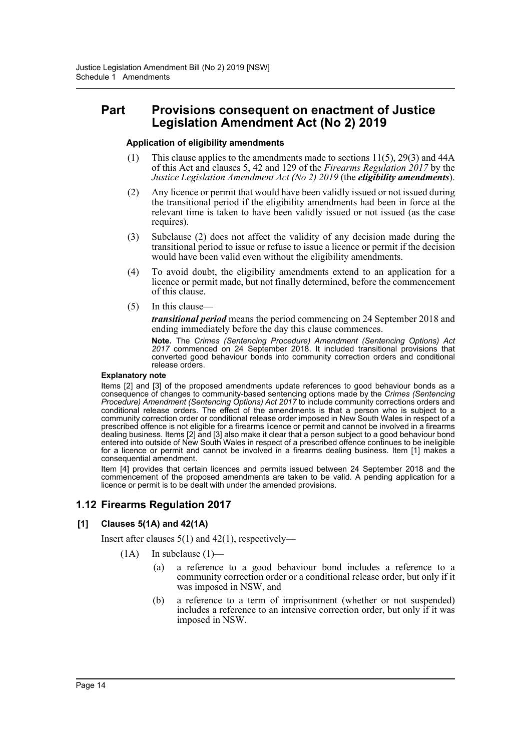## Part Provisions consequent on enactment of Justice Legislation Amendment Act (No 2) 2019

#### Application of eligibility amendments

(1) This clause applies to the amendments made to sections 11(5), 29(3) and 44A of this Act and clauses 5, 42 and 129 of the *Firearms Regulation 2017* by the *Justice Legislation Amendment Act (No 2) 2019* (the ***eligibility amendments***).

(2) Any licence or permit that would have been validly issued or not issued during the transitional period if the eligibility amendments had been in force at the relevant time is taken to have been validly issued or not issued (as the case requires).

(3) Subclause (2) does not affect the validity of any decision made during the transitional period to issue or refuse to issue a licence or permit if the decision would have been valid even without the eligibility amendments.

(4) To avoid doubt, the eligibility amendments extend to an application for a licence or permit made, but not finally determined, before the commencement of this clause.

(5) In this clause—

***transitional period*** means the period commencing on 24 September 2018 and ending immediately before the day this clause commences.

**Note.** The *Crimes (Sentencing Procedure) Amendment (Sentencing Options) Act 2017* commenced on 24 September 2018. It included transitional provisions that converted good behaviour bonds into community correction orders and conditional release orders.

#### Explanatory note

Items [2] and [3] of the proposed amendments update references to good behaviour bonds as a consequence of changes to community-based sentencing options made by the *Crimes (Sentencing Procedure) Amendment (Sentencing Options) Act 2017* to include community corrections orders and conditional release orders. The effect of the amendments is that a person who is subject to a community correction order or conditional release order imposed in New South Wales in respect of a prescribed offence is not eligible for a firearms licence or permit and cannot be involved in a firearms dealing business. Items [2] and [3] also make it clear that a person subject to a good behaviour bond entered into outside of New South Wales in respect of a prescribed offence continues to be ineligible for a licence or permit and cannot be involved in a firearms dealing business. Item [1] makes a consequential amendment.

Item [4] provides that certain licences and permits issued between 24 September 2018 and the commencement of the proposed amendments are taken to be valid. A pending application for a licence or permit is to be dealt with under the amended provisions.

## 1.12 Firearms Regulation 2017

### [1] Clauses 5(1A) and 42(1A)

Insert after clauses 5(1) and 42(1), respectively—

(1A) In subclause (1)—

(a) a reference to a good behaviour bond includes a reference to a community correction order or a conditional release order, but only if it was imposed in NSW, and

(b) a reference to a term of imprisonment (whether or not suspended) includes a reference to an intensive correction order, but only if it was imposed in NSW.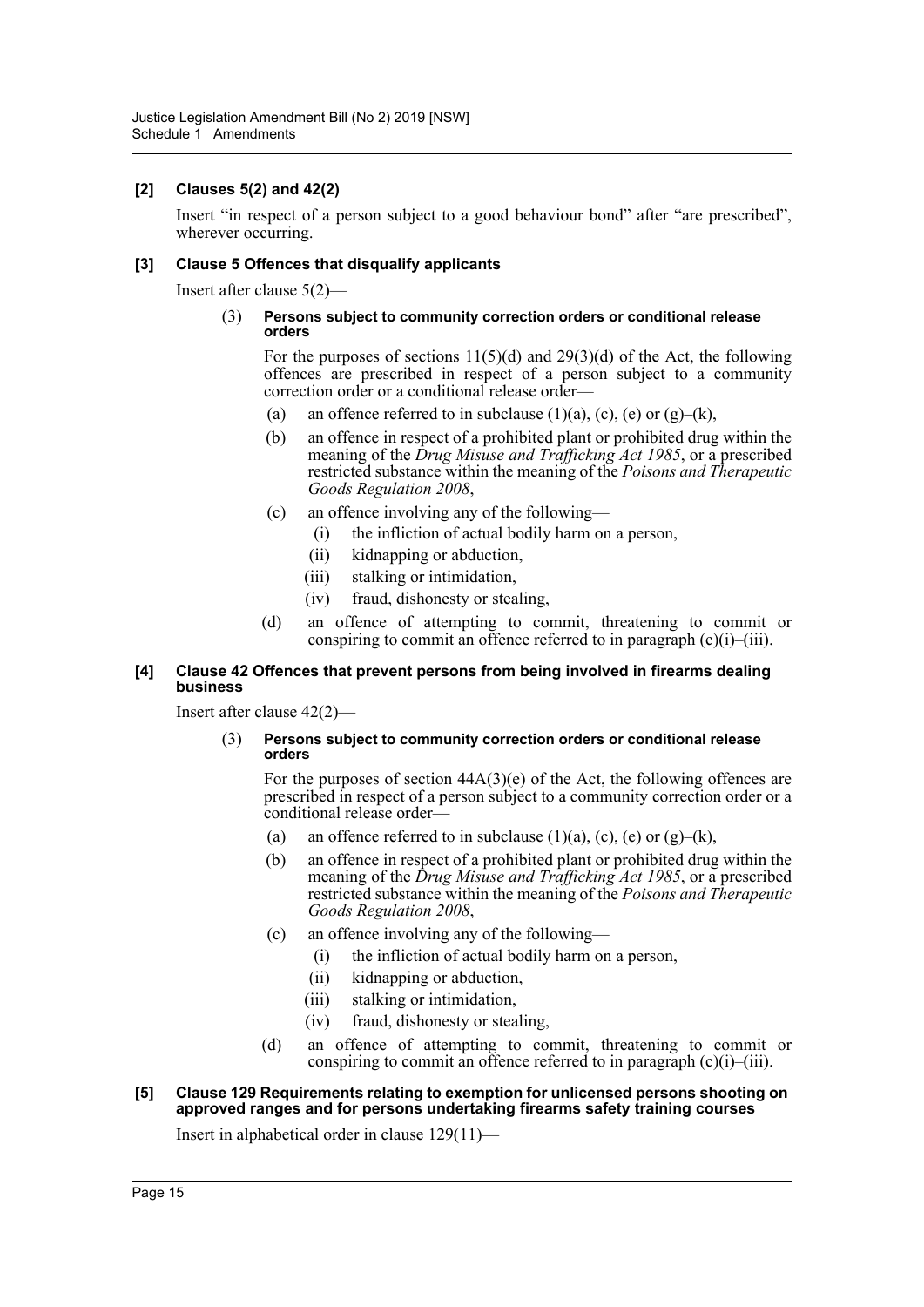**[2] Clauses 5(2) and 42(2)**

Insert "in respect of a person subject to a good behaviour bond" after "are prescribed", wherever occurring.

**[3] Clause 5 Offences that disqualify applicants**

Insert after clause 5(2)—

(3) **Persons subject to community correction orders or conditional release orders**

For the purposes of sections 11(5)(d) and 29(3)(d) of the Act, the following offences are prescribed in respect of a person subject to a community correction order or a conditional release order—

- (a) an offence referred to in subclause (1)(a), (c), (e) or (g)–(k),
- (b) an offence in respect of a prohibited plant or prohibited drug within the meaning of the *Drug Misuse and Trafficking Act 1985*, or a prescribed restricted substance within the meaning of the *Poisons and Therapeutic Goods Regulation 2008*,
- (c) an offence involving any of the following—
  - (i) the infliction of actual bodily harm on a person,
  - (ii) kidnapping or abduction,
  - (iii) stalking or intimidation,
  - (iv) fraud, dishonesty or stealing,
- (d) an offence of attempting to commit, threatening to commit or conspiring to commit an offence referred to in paragraph (c)(i)–(iii).

**[4] Clause 42 Offences that prevent persons from being involved in firearms dealing business**

Insert after clause 42(2)—

(3) **Persons subject to community correction orders or conditional release orders**

For the purposes of section 44A(3)(e) of the Act, the following offences are prescribed in respect of a person subject to a community correction order or a conditional release order—

- (a) an offence referred to in subclause (1)(a), (c), (e) or (g)–(k),
- (b) an offence in respect of a prohibited plant or prohibited drug within the meaning of the *Drug Misuse and Trafficking Act 1985*, or a prescribed restricted substance within the meaning of the *Poisons and Therapeutic Goods Regulation 2008*,
- (c) an offence involving any of the following—
  - (i) the infliction of actual bodily harm on a person,
  - (ii) kidnapping or abduction,
  - (iii) stalking or intimidation,
  - (iv) fraud, dishonesty or stealing,
- (d) an offence of attempting to commit, threatening to commit or conspiring to commit an offence referred to in paragraph (c)(i)–(iii).

**[5] Clause 129 Requirements relating to exemption for unlicensed persons shooting on approved ranges and for persons undertaking firearms safety training courses**

Insert in alphabetical order in clause 129(11)—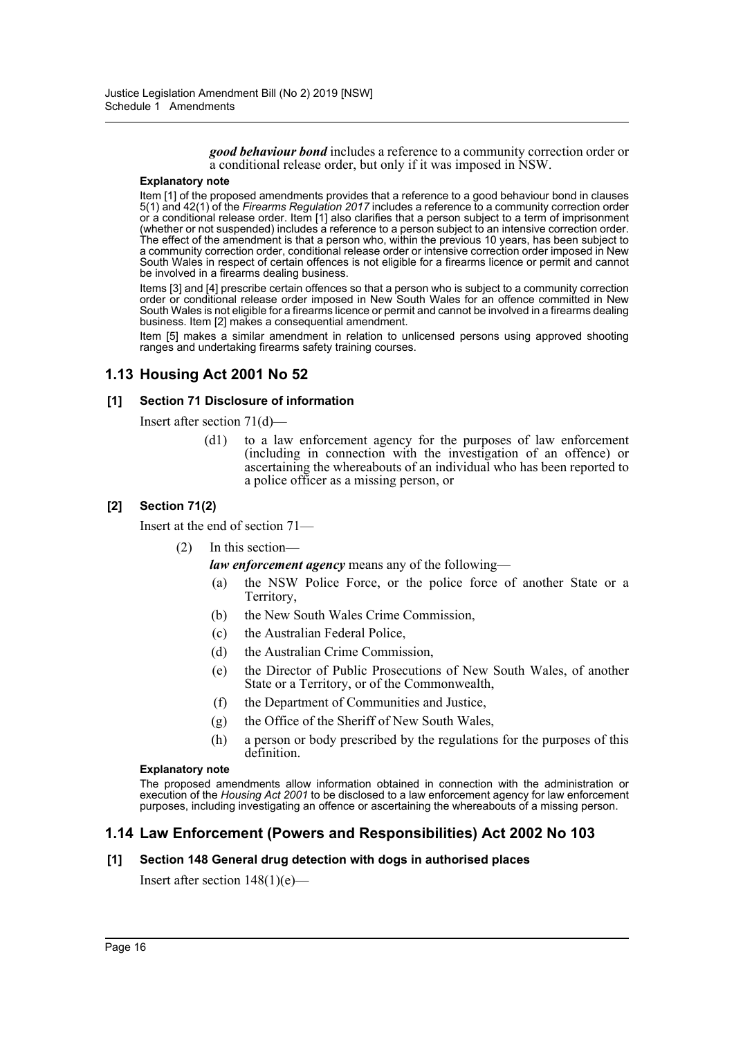*good behaviour bond* includes a reference to a community correction order or a conditional release order, but only if it was imposed in NSW.

**Explanatory note**

Item [1] of the proposed amendments provides that a reference to a good behaviour bond in clauses 5(1) and 42(1) of the *Firearms Regulation 2017* includes a reference to a community correction order or a conditional release order. Item [1] also clarifies that a person subject to a term of imprisonment (whether or not suspended) includes a reference to a person subject to an intensive correction order. The effect of the amendment is that a person who, within the previous 10 years, has been subject to a community correction order, conditional release order or intensive correction order imposed in New South Wales in respect of certain offences is not eligible for a firearms licence or permit and cannot be involved in a firearms dealing business.

Items [3] and [4] prescribe certain offences so that a person who is subject to a community correction order or conditional release order imposed in New South Wales for an offence committed in New South Wales is not eligible for a firearms licence or permit and cannot be involved in a firearms dealing business. Item [2] makes a consequential amendment.

Item [5] makes a similar amendment in relation to unlicensed persons using approved shooting ranges and undertaking firearms safety training courses.

## 1.13 Housing Act 2001 No 52

### [1] Section 71 Disclosure of information

Insert after section 71(d)—

(d1) to a law enforcement agency for the purposes of law enforcement (including in connection with the investigation of an offence) or ascertaining the whereabouts of an individual who has been reported to a police officer as a missing person, or

### [2] Section 71(2)

Insert at the end of section 71—

(2) In this section—

*law enforcement agency* means any of the following—

(a) the NSW Police Force, or the police force of another State or a Territory,

(b) the New South Wales Crime Commission,

(c) the Australian Federal Police,

(d) the Australian Crime Commission,

(e) the Director of Public Prosecutions of New South Wales, of another State or a Territory, or of the Commonwealth,

(f) the Department of Communities and Justice,

(g) the Office of the Sheriff of New South Wales,

(h) a person or body prescribed by the regulations for the purposes of this definition.

**Explanatory note**

The proposed amendments allow information obtained in connection with the administration or execution of the *Housing Act 2001* to be disclosed to a law enforcement agency for law enforcement purposes, including investigating an offence or ascertaining the whereabouts of a missing person.

## 1.14 Law Enforcement (Powers and Responsibilities) Act 2002 No 103

### [1] Section 148 General drug detection with dogs in authorised places

Insert after section 148(1)(e)—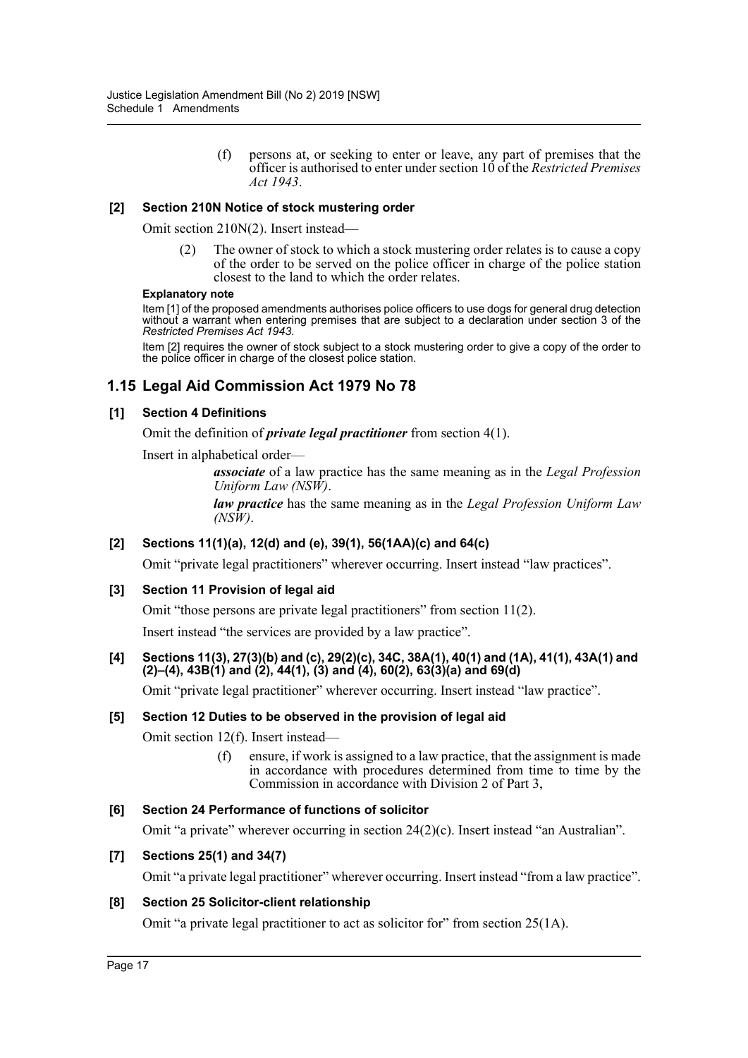(f) persons at, or seeking to enter or leave, any part of premises that the officer is authorised to enter under section 10 of the *Restricted Premises Act 1943*.

**[2] Section 210N Notice of stock mustering order**

Omit section 210N(2). Insert instead—

(2) The owner of stock to which a stock mustering order relates is to cause a copy of the order to be served on the police officer in charge of the police station closest to the land to which the order relates.

**Explanatory note**

Item [1] of the proposed amendments authorises police officers to use dogs for general drug detection without a warrant when entering premises that are subject to a declaration under section 3 of the *Restricted Premises Act 1943*.

Item [2] requires the owner of stock subject to a stock mustering order to give a copy of the order to the police officer in charge of the closest police station.

## 1.15 Legal Aid Commission Act 1979 No 78

**[1] Section 4 Definitions**

Omit the definition of ***private legal practitioner*** from section 4(1).

Insert in alphabetical order—

***associate*** of a law practice has the same meaning as in the *Legal Profession Uniform Law (NSW)*.

***law practice*** has the same meaning as in the *Legal Profession Uniform Law (NSW)*.

**[2] Sections 11(1)(a), 12(d) and (e), 39(1), 56(1AA)(c) and 64(c)**

Omit "private legal practitioners" wherever occurring. Insert instead "law practices".

**[3] Section 11 Provision of legal aid**

Omit "those persons are private legal practitioners" from section 11(2).

Insert instead "the services are provided by a law practice".

**[4] Sections 11(3), 27(3)(b) and (c), 29(2)(c), 34C, 38A(1), 40(1) and (1A), 41(1), 43A(1) and (2)–(4), 43B(1) and (2), 44(1), (3) and (4), 60(2), 63(3)(a) and 69(d)**

Omit "private legal practitioner" wherever occurring. Insert instead "law practice".

**[5] Section 12 Duties to be observed in the provision of legal aid**

Omit section 12(f). Insert instead—

(f) ensure, if work is assigned to a law practice, that the assignment is made in accordance with procedures determined from time to time by the Commission in accordance with Division 2 of Part 3,

**[6] Section 24 Performance of functions of solicitor**

Omit "a private" wherever occurring in section 24(2)(c). Insert instead "an Australian".

**[7] Sections 25(1) and 34(7)**

Omit "a private legal practitioner" wherever occurring. Insert instead "from a law practice".

**[8] Section 25 Solicitor-client relationship**

Omit "a private legal practitioner to act as solicitor for" from section 25(1A).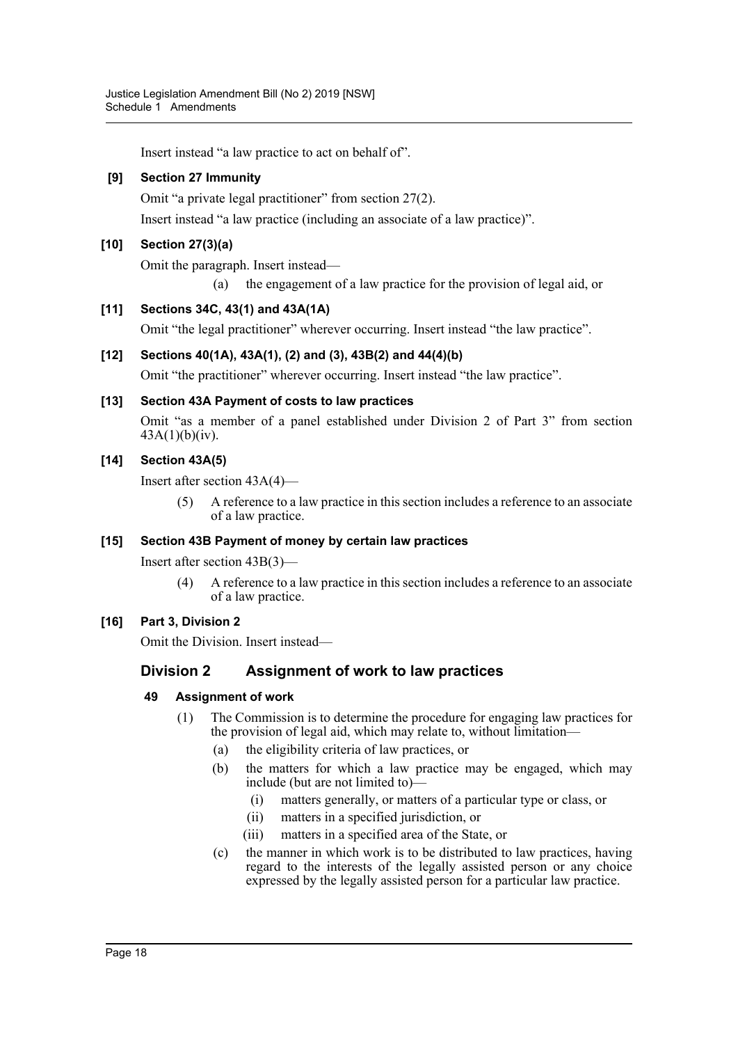Insert instead "a law practice to act on behalf of".

**[9] Section 27 Immunity**

Omit "a private legal practitioner" from section 27(2).

Insert instead "a law practice (including an associate of a law practice)".

**[10] Section 27(3)(a)**

Omit the paragraph. Insert instead—

(a) the engagement of a law practice for the provision of legal aid, or

**[11] Sections 34C, 43(1) and 43A(1A)**

Omit "the legal practitioner" wherever occurring. Insert instead "the law practice".

**[12] Sections 40(1A), 43A(1), (2) and (3), 43B(2) and 44(4)(b)**

Omit "the practitioner" wherever occurring. Insert instead "the law practice".

**[13] Section 43A Payment of costs to law practices**

Omit "as a member of a panel established under Division 2 of Part 3" from section 43A(1)(b)(iv).

**[14] Section 43A(5)**

Insert after section 43A(4)—

(5) A reference to a law practice in this section includes a reference to an associate of a law practice.

**[15] Section 43B Payment of money by certain law practices**

Insert after section 43B(3)—

(4) A reference to a law practice in this section includes a reference to an associate of a law practice.

**[16] Part 3, Division 2**

Omit the Division. Insert instead—

## Division 2 Assignment of work to law practices

### 49 Assignment of work

(1) The Commission is to determine the procedure for engaging law practices for the provision of legal aid, which may relate to, without limitation—

- (a) the eligibility criteria of law practices, or
- (b) the matters for which a law practice may be engaged, which may include (but are not limited to)—
  - (i) matters generally, or matters of a particular type or class, or
  - (ii) matters in a specified jurisdiction, or
  - (iii) matters in a specified area of the State, or
- (c) the manner in which work is to be distributed to law practices, having regard to the interests of the legally assisted person or any choice expressed by the legally assisted person for a particular law practice.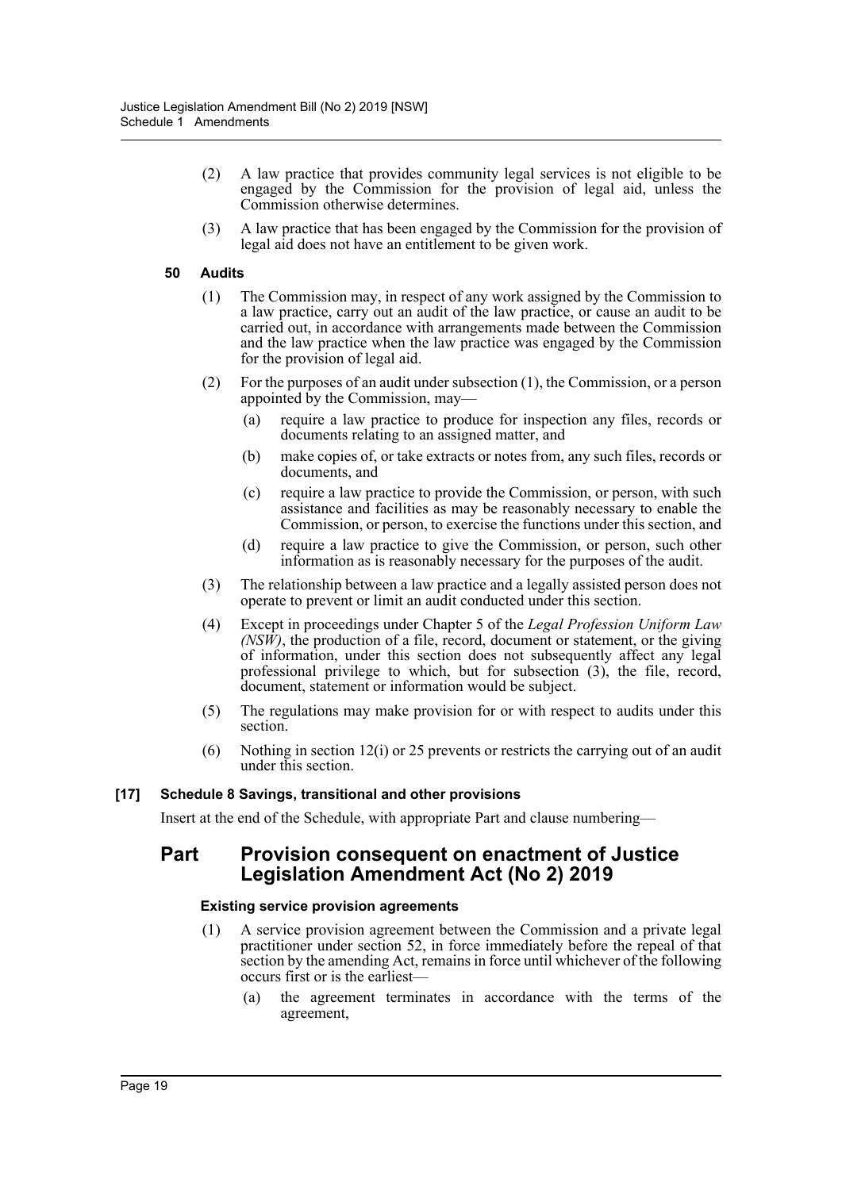(2) A law practice that provides community legal services is not eligible to be engaged by the Commission for the provision of legal aid, unless the Commission otherwise determines.

(3) A law practice that has been engaged by the Commission for the provision of legal aid does not have an entitlement to be given work.

#### 50 Audits

(1) The Commission may, in respect of any work assigned by the Commission to a law practice, carry out an audit of the law practice, or cause an audit to be carried out, in accordance with arrangements made between the Commission and the law practice when the law practice was engaged by the Commission for the provision of legal aid.

(2) For the purposes of an audit under subsection (1), the Commission, or a person appointed by the Commission, may—

(a) require a law practice to produce for inspection any files, records or documents relating to an assigned matter, and

(b) make copies of, or take extracts or notes from, any such files, records or documents, and

(c) require a law practice to provide the Commission, or person, with such assistance and facilities as may be reasonably necessary to enable the Commission, or person, to exercise the functions under this section, and

(d) require a law practice to give the Commission, or person, such other information as is reasonably necessary for the purposes of the audit.

(3) The relationship between a law practice and a legally assisted person does not operate to prevent or limit an audit conducted under this section.

(4) Except in proceedings under Chapter 5 of the *Legal Profession Uniform Law (NSW)*, the production of a file, record, document or statement, or the giving of information, under this section does not subsequently affect any legal professional privilege to which, but for subsection (3), the file, record, document, statement or information would be subject.

(5) The regulations may make provision for or with respect to audits under this section.

(6) Nothing in section 12(i) or 25 prevents or restricts the carrying out of an audit under this section.

### [17] Schedule 8 Savings, transitional and other provisions

Insert at the end of the Schedule, with appropriate Part and clause numbering—

## Part Provision consequent on enactment of Justice Legislation Amendment Act (No 2) 2019

#### Existing service provision agreements

(1) A service provision agreement between the Commission and a private legal practitioner under section 52, in force immediately before the repeal of that section by the amending Act, remains in force until whichever of the following occurs first or is the earliest—

(a) the agreement terminates in accordance with the terms of the agreement,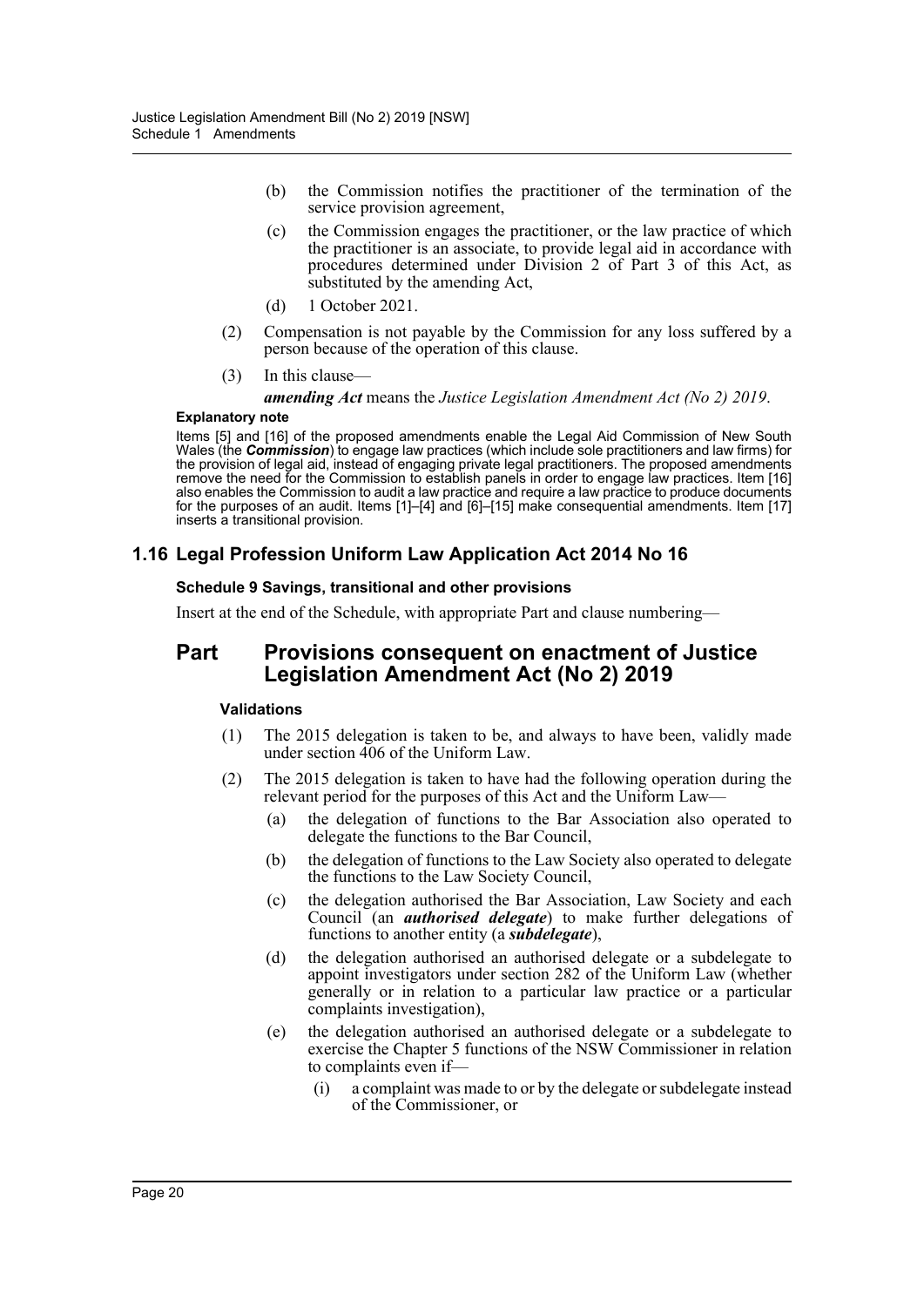(b) the Commission notifies the practitioner of the termination of the service provision agreement,

(c) the Commission engages the practitioner, or the law practice of which the practitioner is an associate, to provide legal aid in accordance with procedures determined under Division 2 of Part 3 of this Act, as substituted by the amending Act,

(d) 1 October 2021.

(2) Compensation is not payable by the Commission for any loss suffered by a person because of the operation of this clause.

(3) In this clause—

***amending Act*** means the *Justice Legislation Amendment Act (No 2) 2019*.

**Explanatory note**

Items [5] and [16] of the proposed amendments enable the Legal Aid Commission of New South Wales (the ***Commission***) to engage law practices (which include sole practitioners and law firms) for the provision of legal aid, instead of engaging private legal practitioners. The proposed amendments remove the need for the Commission to establish panels in order to engage law practices. Item [16] also enables the Commission to audit a law practice and require a law practice to produce documents for the purposes of an audit. Items [1]–[4] and [6]–[15] make consequential amendments. Item [17] inserts a transitional provision.

## 1.16 Legal Profession Uniform Law Application Act 2014 No 16

### Schedule 9 Savings, transitional and other provisions

Insert at the end of the Schedule, with appropriate Part and clause numbering—

## Part Provisions consequent on enactment of Justice Legislation Amendment Act (No 2) 2019

### Validations

(1) The 2015 delegation is taken to be, and always to have been, validly made under section 406 of the Uniform Law.

(2) The 2015 delegation is taken to have had the following operation during the relevant period for the purposes of this Act and the Uniform Law—

(a) the delegation of functions to the Bar Association also operated to delegate the functions to the Bar Council,

(b) the delegation of functions to the Law Society also operated to delegate the functions to the Law Society Council,

(c) the delegation authorised the Bar Association, Law Society and each Council (an ***authorised delegate***) to make further delegations of functions to another entity (a ***subdelegate***),

(d) the delegation authorised an authorised delegate or a subdelegate to appoint investigators under section 282 of the Uniform Law (whether generally or in relation to a particular law practice or a particular complaints investigation),

(e) the delegation authorised an authorised delegate or a subdelegate to exercise the Chapter 5 functions of the NSW Commissioner in relation to complaints even if—

(i) a complaint was made to or by the delegate or subdelegate instead of the Commissioner, or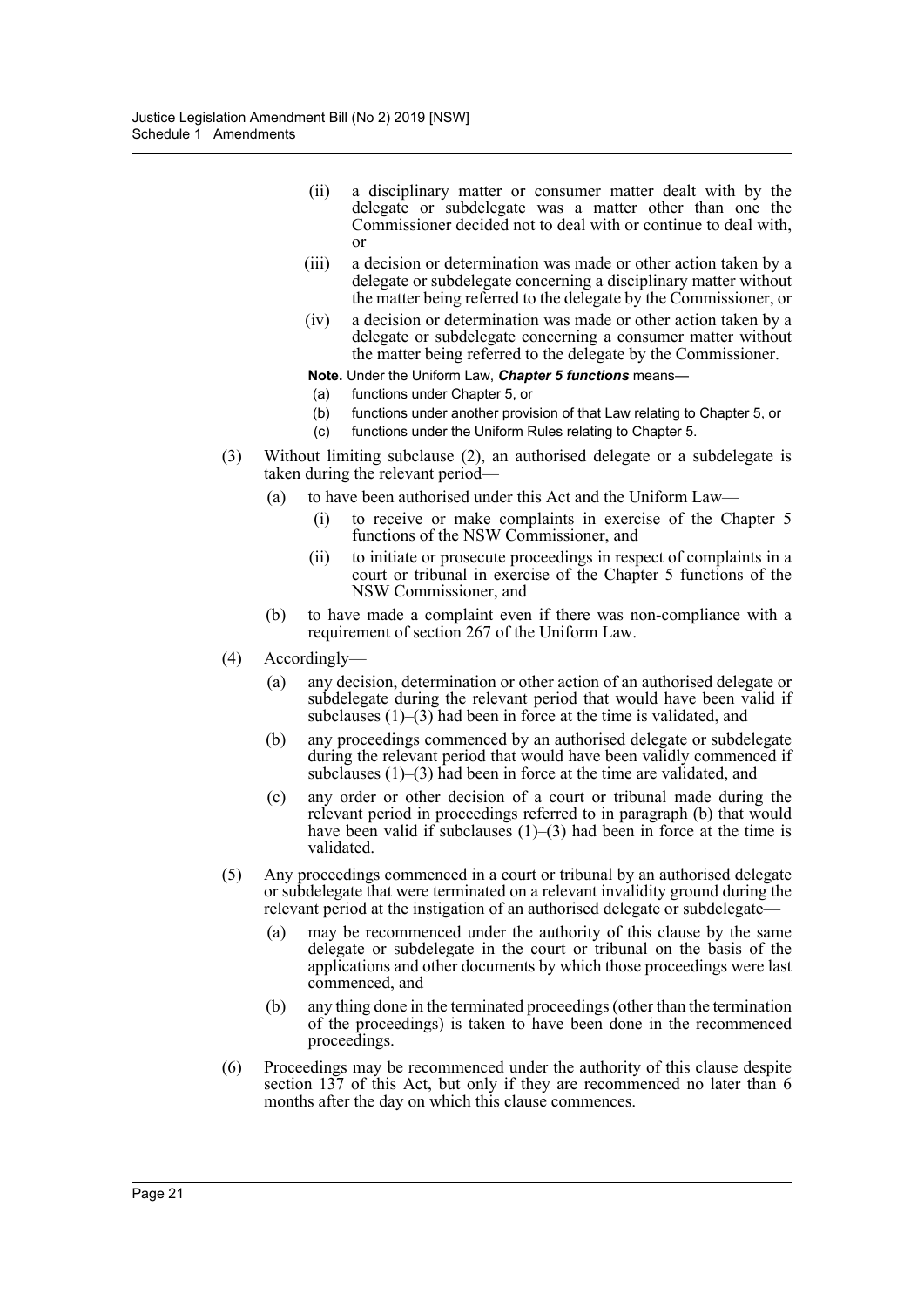(ii) a disciplinary matter or consumer matter dealt with by the delegate or subdelegate was a matter other than one the Commissioner decided not to deal with or continue to deal with, or

(iii) a decision or determination was made or other action taken by a delegate or subdelegate concerning a disciplinary matter without the matter being referred to the delegate by the Commissioner, or

(iv) a decision or determination was made or other action taken by a delegate or subdelegate concerning a consumer matter without the matter being referred to the delegate by the Commissioner.

**Note.** Under the Uniform Law, ***Chapter 5 functions*** means—

(a) functions under Chapter 5, or

(b) functions under another provision of that Law relating to Chapter 5, or

(c) functions under the Uniform Rules relating to Chapter 5.

(3) Without limiting subclause (2), an authorised delegate or a subdelegate is taken during the relevant period—

(a) to have been authorised under this Act and the Uniform Law—

(i) to receive or make complaints in exercise of the Chapter 5 functions of the NSW Commissioner, and

(ii) to initiate or prosecute proceedings in respect of complaints in a court or tribunal in exercise of the Chapter 5 functions of the NSW Commissioner, and

(b) to have made a complaint even if there was non-compliance with a requirement of section 267 of the Uniform Law.

(4) Accordingly—

(a) any decision, determination or other action of an authorised delegate or subdelegate during the relevant period that would have been valid if subclauses (1)–(3) had been in force at the time is validated, and

(b) any proceedings commenced by an authorised delegate or subdelegate during the relevant period that would have been validly commenced if subclauses (1)–(3) had been in force at the time are validated, and

(c) any order or other decision of a court or tribunal made during the relevant period in proceedings referred to in paragraph (b) that would have been valid if subclauses (1)–(3) had been in force at the time is validated.

(5) Any proceedings commenced in a court or tribunal by an authorised delegate or subdelegate that were terminated on a relevant invalidity ground during the relevant period at the instigation of an authorised delegate or subdelegate—

(a) may be recommenced under the authority of this clause by the same delegate or subdelegate in the court or tribunal on the basis of the applications and other documents by which those proceedings were last commenced, and

(b) any thing done in the terminated proceedings (other than the termination of the proceedings) is taken to have been done in the recommenced proceedings.

(6) Proceedings may be recommenced under the authority of this clause despite section 137 of this Act, but only if they are recommenced no later than 6 months after the day on which this clause commences.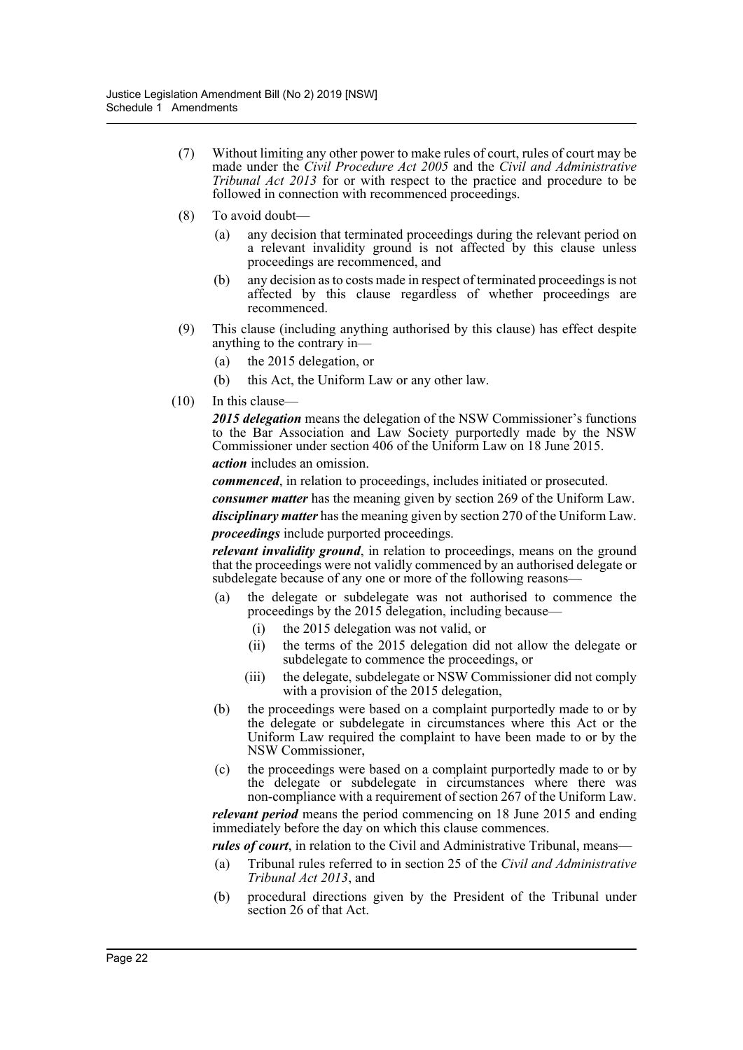(7) Without limiting any other power to make rules of court, rules of court may be made under the *Civil Procedure Act 2005* and the *Civil and Administrative Tribunal Act 2013* for or with respect to the practice and procedure to be followed in connection with recommenced proceedings.

(8) To avoid doubt—

(a) any decision that terminated proceedings during the relevant period on a relevant invalidity ground is not affected by this clause unless proceedings are recommenced, and

(b) any decision as to costs made in respect of terminated proceedings is not affected by this clause regardless of whether proceedings are recommenced.

(9) This clause (including anything authorised by this clause) has effect despite anything to the contrary in—

(a) the 2015 delegation, or

(b) this Act, the Uniform Law or any other law.

(10) In this clause—

***2015 delegation*** means the delegation of the NSW Commissioner's functions to the Bar Association and Law Society purportedly made by the NSW Commissioner under section 406 of the Uniform Law on 18 June 2015.

***action*** includes an omission.

***commenced***, in relation to proceedings, includes initiated or prosecuted.

***consumer matter*** has the meaning given by section 269 of the Uniform Law.

***disciplinary matter*** has the meaning given by section 270 of the Uniform Law.

***proceedings*** include purported proceedings.

***relevant invalidity ground***, in relation to proceedings, means on the ground that the proceedings were not validly commenced by an authorised delegate or subdelegate because of any one or more of the following reasons—

(a) the delegate or subdelegate was not authorised to commence the proceedings by the 2015 delegation, including because—

(i) the 2015 delegation was not valid, or

(ii) the terms of the 2015 delegation did not allow the delegate or subdelegate to commence the proceedings, or

(iii) the delegate, subdelegate or NSW Commissioner did not comply with a provision of the 2015 delegation,

(b) the proceedings were based on a complaint purportedly made to or by the delegate or subdelegate in circumstances where this Act or the Uniform Law required the complaint to have been made to or by the NSW Commissioner,

(c) the proceedings were based on a complaint purportedly made to or by the delegate or subdelegate in circumstances where there was non-compliance with a requirement of section 267 of the Uniform Law.

***relevant period*** means the period commencing on 18 June 2015 and ending immediately before the day on which this clause commences.

***rules of court***, in relation to the Civil and Administrative Tribunal, means—

(a) Tribunal rules referred to in section 25 of the *Civil and Administrative Tribunal Act 2013*, and

(b) procedural directions given by the President of the Tribunal under section 26 of that Act.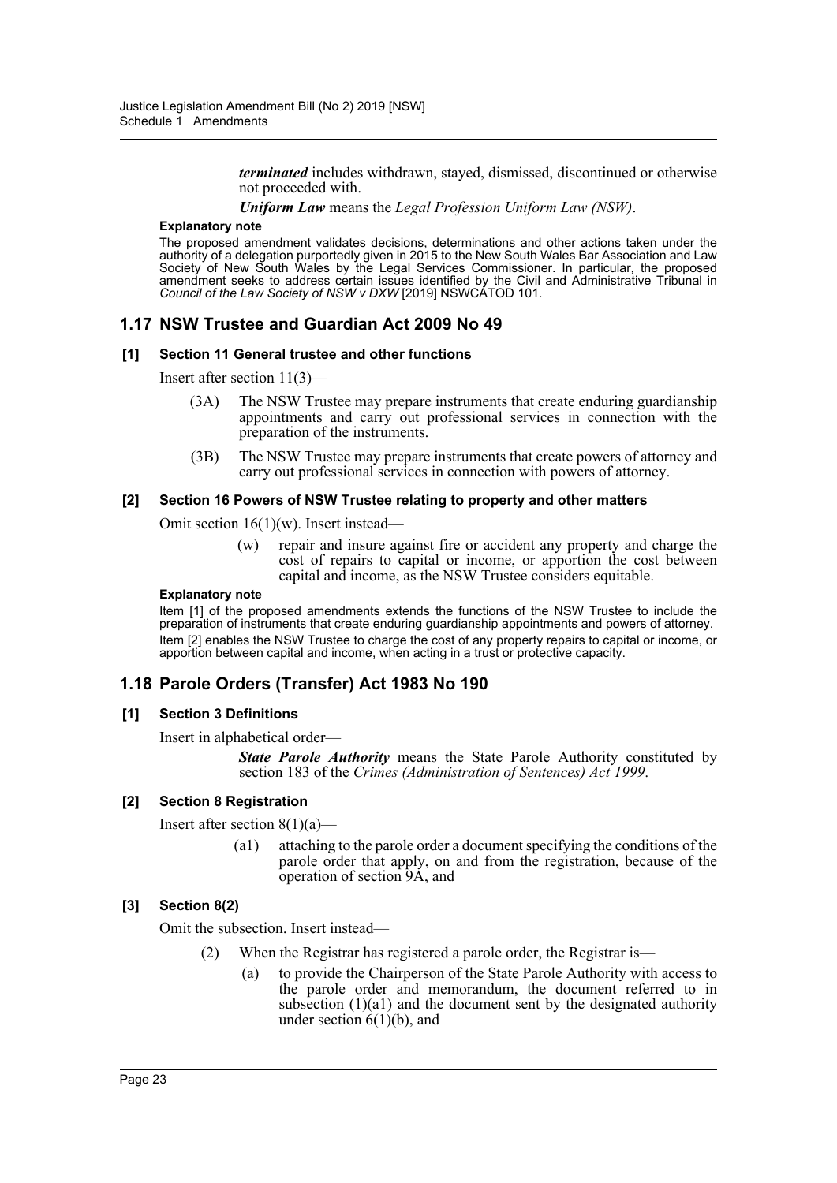***terminated*** includes withdrawn, stayed, dismissed, discontinued or otherwise not proceeded with.

***Uniform Law*** means the *Legal Profession Uniform Law (NSW)*.

**Explanatory note**

The proposed amendment validates decisions, determinations and other actions taken under the authority of a delegation purportedly given in 2015 to the New South Wales Bar Association and Law Society of New South Wales by the Legal Services Commissioner. In particular, the proposed amendment seeks to address certain issues identified by the Civil and Administrative Tribunal in *Council of the Law Society of NSW v DXW* [2019] NSWCATOD 101.

## 1.17 NSW Trustee and Guardian Act 2009 No 49

### [1] Section 11 General trustee and other functions

Insert after section 11(3)—

(3A) The NSW Trustee may prepare instruments that create enduring guardianship appointments and carry out professional services in connection with the preparation of the instruments.

(3B) The NSW Trustee may prepare instruments that create powers of attorney and carry out professional services in connection with powers of attorney.

### [2] Section 16 Powers of NSW Trustee relating to property and other matters

Omit section 16(1)(w). Insert instead—

(w) repair and insure against fire or accident any property and charge the cost of repairs to capital or income, or apportion the cost between capital and income, as the NSW Trustee considers equitable.

**Explanatory note**

Item [1] of the proposed amendments extends the functions of the NSW Trustee to include the preparation of instruments that create enduring guardianship appointments and powers of attorney.

Item [2] enables the NSW Trustee to charge the cost of any property repairs to capital or income, or apportion between capital and income, when acting in a trust or protective capacity.

## 1.18 Parole Orders (Transfer) Act 1983 No 190

### [1] Section 3 Definitions

Insert in alphabetical order—

***State Parole Authority*** means the State Parole Authority constituted by section 183 of the *Crimes (Administration of Sentences) Act 1999*.

### [2] Section 8 Registration

Insert after section 8(1)(a)—

(a1) attaching to the parole order a document specifying the conditions of the parole order that apply, on and from the registration, because of the operation of section 9A, and

### [3] Section 8(2)

Omit the subsection. Insert instead—

(2) When the Registrar has registered a parole order, the Registrar is—

(a) to provide the Chairperson of the State Parole Authority with access to the parole order and memorandum, the document referred to in subsection (1)(a1) and the document sent by the designated authority under section 6(1)(b), and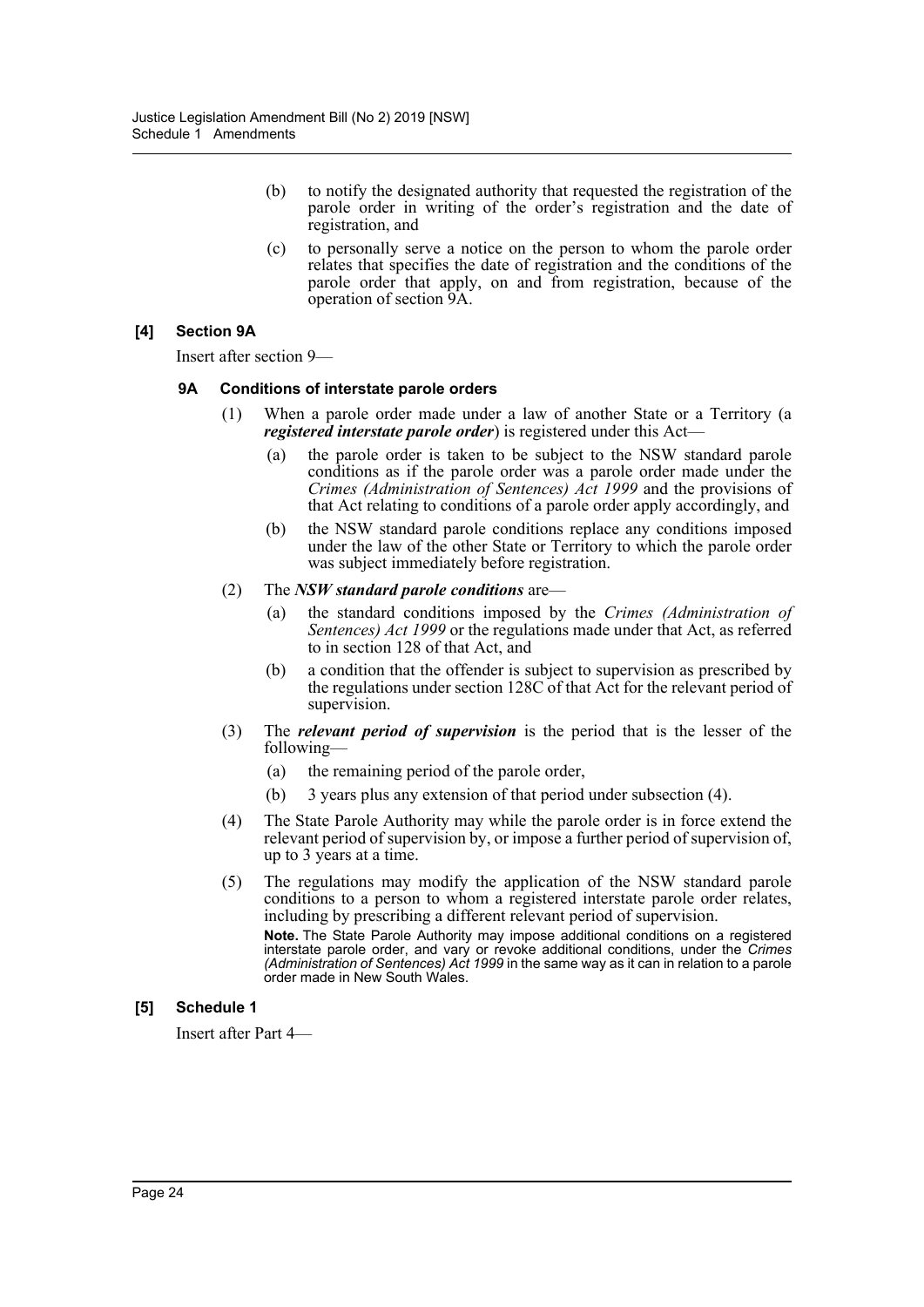(b) to notify the designated authority that requested the registration of the parole order in writing of the order's registration and the date of registration, and

(c) to personally serve a notice on the person to whom the parole order relates that specifies the date of registration and the conditions of the parole order that apply, on and from registration, because of the operation of section 9A.

### [4] Section 9A

Insert after section 9—

#### 9A Conditions of interstate parole orders

(1) When a parole order made under a law of another State or a Territory (a ***registered interstate parole order***) is registered under this Act—

(a) the parole order is taken to be subject to the NSW standard parole conditions as if the parole order was a parole order made under the *Crimes (Administration of Sentences) Act 1999* and the provisions of that Act relating to conditions of a parole order apply accordingly, and

(b) the NSW standard parole conditions replace any conditions imposed under the law of the other State or Territory to which the parole order was subject immediately before registration.

(2) The ***NSW standard parole conditions*** are—

(a) the standard conditions imposed by the *Crimes (Administration of Sentences) Act 1999* or the regulations made under that Act, as referred to in section 128 of that Act, and

(b) a condition that the offender is subject to supervision as prescribed by the regulations under section 128C of that Act for the relevant period of supervision.

(3) The ***relevant period of supervision*** is the period that is the lesser of the following—

(a) the remaining period of the parole order,

(b) 3 years plus any extension of that period under subsection (4).

(4) The State Parole Authority may while the parole order is in force extend the relevant period of supervision by, or impose a further period of supervision of, up to 3 years at a time.

(5) The regulations may modify the application of the NSW standard parole conditions to a person to whom a registered interstate parole order relates, including by prescribing a different relevant period of supervision.

**Note.** The State Parole Authority may impose additional conditions on a registered interstate parole order, and vary or revoke additional conditions, under the *Crimes (Administration of Sentences) Act 1999* in the same way as it can in relation to a parole order made in New South Wales.

### [5] Schedule 1

Insert after Part 4—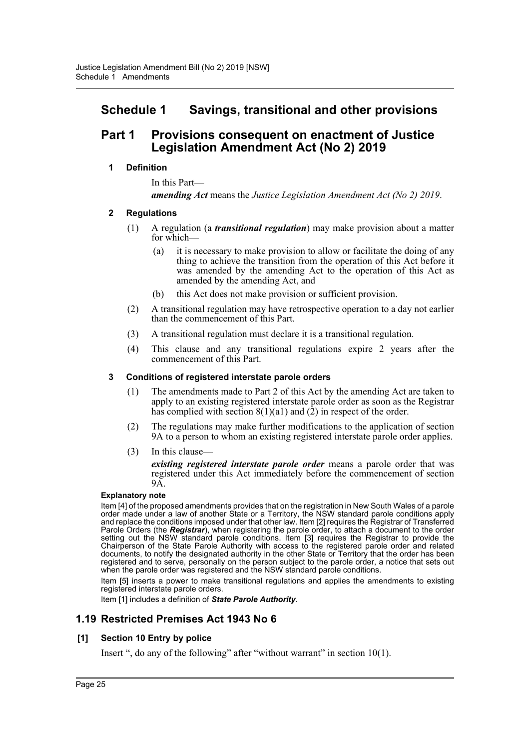## Schedule 1 Savings, transitional and other provisions

### Part 1 Provisions consequent on enactment of Justice Legislation Amendment Act (No 2) 2019

**1 Definition**

In this Part—

***amending Act*** means the *Justice Legislation Amendment Act (No 2) 2019*.

**2 Regulations**

(1) A regulation (a ***transitional regulation***) may make provision about a matter for which—

(a) it is necessary to make provision to allow or facilitate the doing of any thing to achieve the transition from the operation of this Act before it was amended by the amending Act to the operation of this Act as amended by the amending Act, and

(b) this Act does not make provision or sufficient provision.

(2) A transitional regulation may have retrospective operation to a day not earlier than the commencement of this Part.

(3) A transitional regulation must declare it is a transitional regulation.

(4) This clause and any transitional regulations expire 2 years after the commencement of this Part.

**3 Conditions of registered interstate parole orders**

(1) The amendments made to Part 2 of this Act by the amending Act are taken to apply to an existing registered interstate parole order as soon as the Registrar has complied with section 8(1)(a1) and (2) in respect of the order.

(2) The regulations may make further modifications to the application of section 9A to a person to whom an existing registered interstate parole order applies.

(3) In this clause—

***existing registered interstate parole order*** means a parole order that was registered under this Act immediately before the commencement of section 9A.

**Explanatory note**

Item [4] of the proposed amendments provides that on the registration in New South Wales of a parole order made under a law of another State or a Territory, the NSW standard parole conditions apply and replace the conditions imposed under that other law. Item [2] requires the Registrar of Transferred Parole Orders (the ***Registrar***), when registering the parole order, to attach a document to the order setting out the NSW standard parole conditions. Item [3] requires the Registrar to provide the Chairperson of the State Parole Authority with access to the registered parole order and related documents, to notify the designated authority in the other State or Territory that the order has been registered and to serve, personally on the person subject to the parole order, a notice that sets out when the parole order was registered and the NSW standard parole conditions.

Item [5] inserts a power to make transitional regulations and applies the amendments to existing registered interstate parole orders.

Item [1] includes a definition of ***State Parole Authority***.

## 1.19 Restricted Premises Act 1943 No 6

**[1] Section 10 Entry by police**

Insert ", do any of the following" after "without warrant" in section 10(1).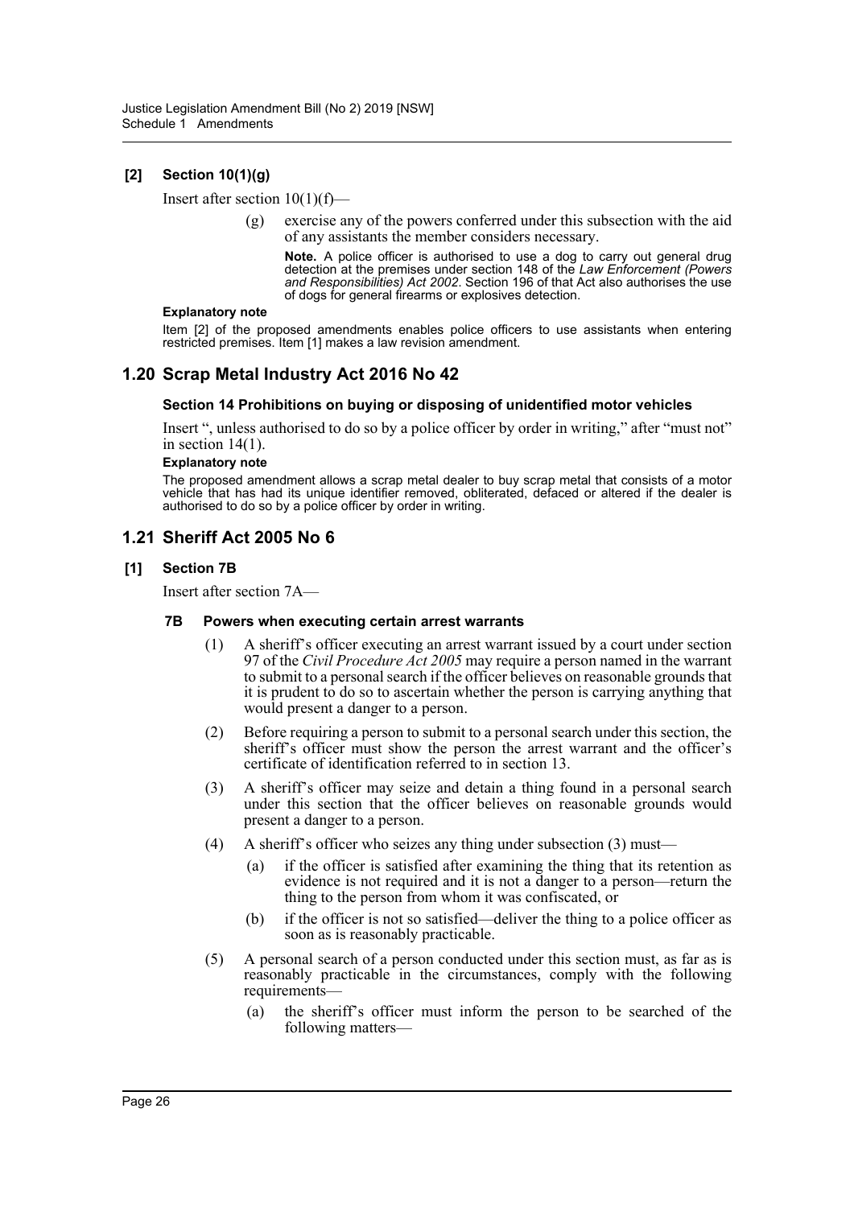### [2] Section 10(1)(g)

Insert after section 10(1)(f)—

> (g) exercise any of the powers conferred under this subsection with the aid of any assistants the member considers necessary.
>
> **Note.** A police officer is authorised to use a dog to carry out general drug detection at the premises under section 148 of the *Law Enforcement (Powers and Responsibilities) Act 2002*. Section 196 of that Act also authorises the use of dogs for general firearms or explosives detection.

**Explanatory note**

Item [2] of the proposed amendments enables police officers to use assistants when entering restricted premises. Item [1] makes a law revision amendment.

## 1.20 Scrap Metal Industry Act 2016 No 42

### Section 14 Prohibitions on buying or disposing of unidentified motor vehicles

Insert ", unless authorised to do so by a police officer by order in writing," after "must not" in section 14(1).

**Explanatory note**

The proposed amendment allows a scrap metal dealer to buy scrap metal that consists of a motor vehicle that has had its unique identifier removed, obliterated, defaced or altered if the dealer is authorised to do so by a police officer by order in writing.

## 1.21 Sheriff Act 2005 No 6

### [1] Section 7B

Insert after section 7A—

#### 7B Powers when executing certain arrest warrants

(1) A sheriff's officer executing an arrest warrant issued by a court under section 97 of the *Civil Procedure Act 2005* may require a person named in the warrant to submit to a personal search if the officer believes on reasonable grounds that it is prudent to do so to ascertain whether the person is carrying anything that would present a danger to a person.

(2) Before requiring a person to submit to a personal search under this section, the sheriff's officer must show the person the arrest warrant and the officer's certificate of identification referred to in section 13.

(3) A sheriff's officer may seize and detain a thing found in a personal search under this section that the officer believes on reasonable grounds would present a danger to a person.

(4) A sheriff's officer who seizes any thing under subsection (3) must—

- (a) if the officer is satisfied after examining the thing that its retention as evidence is not required and it is not a danger to a person—return the thing to the person from whom it was confiscated, or
- (b) if the officer is not so satisfied—deliver the thing to a police officer as soon as is reasonably practicable.

(5) A personal search of a person conducted under this section must, as far as is reasonably practicable in the circumstances, comply with the following requirements—

- (a) the sheriff's officer must inform the person to be searched of the following matters—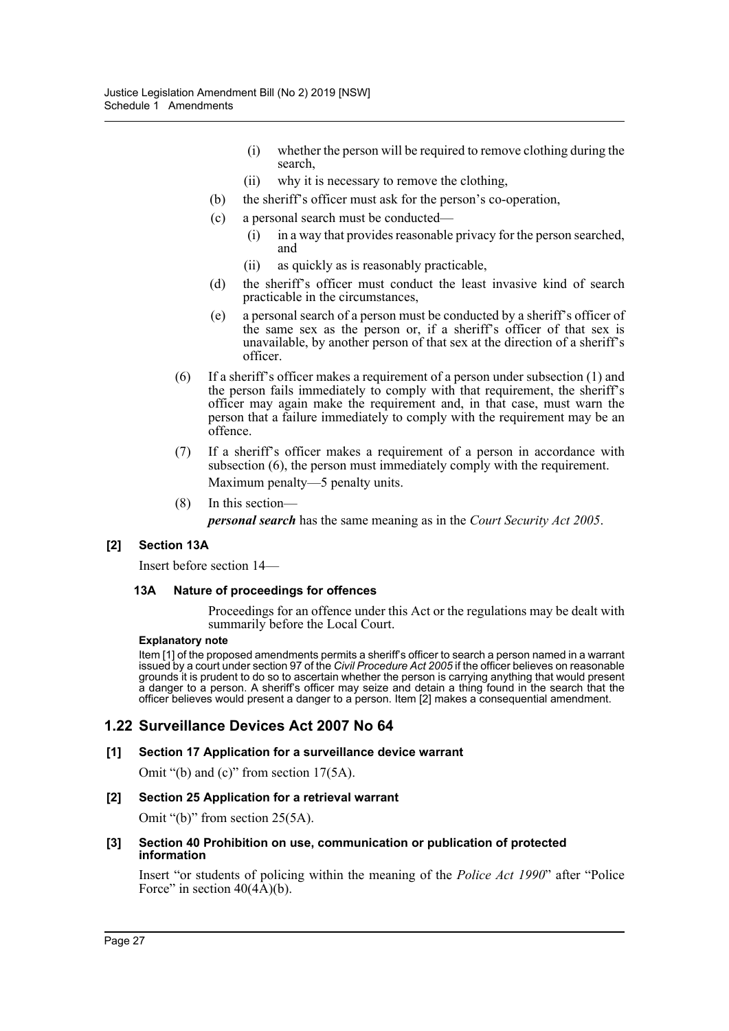(i) whether the person will be required to remove clothing during the search,

(ii) why it is necessary to remove the clothing,

(b) the sheriff's officer must ask for the person's co-operation,

(c) a personal search must be conducted—

(i) in a way that provides reasonable privacy for the person searched, and

(ii) as quickly as is reasonably practicable,

(d) the sheriff's officer must conduct the least invasive kind of search practicable in the circumstances,

(e) a personal search of a person must be conducted by a sheriff's officer of the same sex as the person or, if a sheriff's officer of that sex is unavailable, by another person of that sex at the direction of a sheriff's officer.

(6) If a sheriff's officer makes a requirement of a person under subsection (1) and the person fails immediately to comply with that requirement, the sheriff's officer may again make the requirement and, in that case, must warn the person that a failure immediately to comply with the requirement may be an offence.

(7) If a sheriff's officer makes a requirement of a person in accordance with subsection (6), the person must immediately comply with the requirement.

Maximum penalty—5 penalty units.

(8) In this section—

***personal search*** has the same meaning as in the *Court Security Act 2005*.

#### [2] Section 13A

Insert before section 14—

##### 13A Nature of proceedings for offences

Proceedings for an offence under this Act or the regulations may be dealt with summarily before the Local Court.

**Explanatory note**

Item [1] of the proposed amendments permits a sheriff's officer to search a person named in a warrant issued by a court under section 97 of the *Civil Procedure Act 2005* if the officer believes on reasonable grounds it is prudent to do so to ascertain whether the person is carrying anything that would present a danger to a person. A sheriff's officer may seize and detain a thing found in the search that the officer believes would present a danger to a person. Item [2] makes a consequential amendment.

### 1.22 Surveillance Devices Act 2007 No 64

#### [1] Section 17 Application for a surveillance device warrant

Omit "(b) and (c)" from section 17(5A).

#### [2] Section 25 Application for a retrieval warrant

Omit "(b)" from section 25(5A).

#### [3] Section 40 Prohibition on use, communication or publication of protected information

Insert "or students of policing within the meaning of the *Police Act 1990*" after "Police Force" in section 40(4A)(b).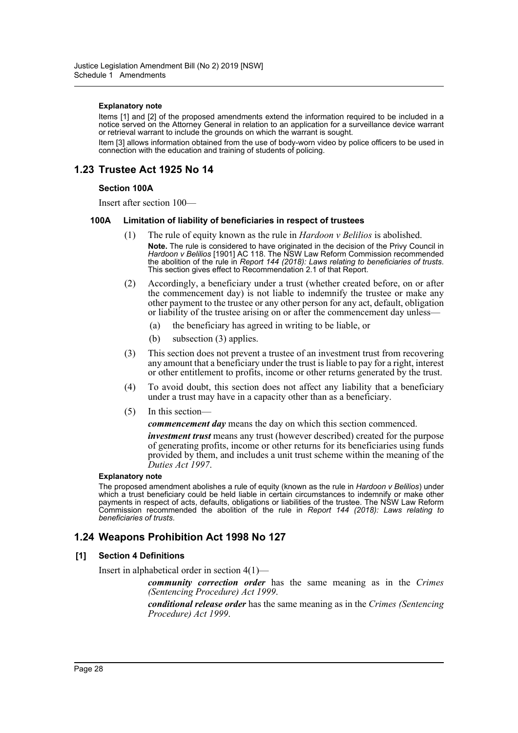#### Explanatory note

Items [1] and [2] of the proposed amendments extend the information required to be included in a notice served on the Attorney General in relation to an application for a surveillance device warrant or retrieval warrant to include the grounds on which the warrant is sought.

Item [3] allows information obtained from the use of body-worn video by police officers to be used in connection with the education and training of students of policing.

## 1.23 Trustee Act 1925 No 14

### Section 100A

Insert after section 100—

#### 100A Limitation of liability of beneficiaries in respect of trustees

(1) The rule of equity known as the rule in *Hardoon v Belilios* is abolished.

**Note.** The rule is considered to have originated in the decision of the Privy Council in *Hardoon v Belilios* [1901] AC 118. The NSW Law Reform Commission recommended the abolition of the rule in *Report 144 (2018): Laws relating to beneficiaries of trusts*. This section gives effect to Recommendation 2.1 of that Report.

(2) Accordingly, a beneficiary under a trust (whether created before, on or after the commencement day) is not liable to indemnify the trustee or make any other payment to the trustee or any other person for any act, default, obligation or liability of the trustee arising on or after the commencement day unless—

(a) the beneficiary has agreed in writing to be liable, or

(b) subsection (3) applies.

(3) This section does not prevent a trustee of an investment trust from recovering any amount that a beneficiary under the trust is liable to pay for a right, interest or other entitlement to profits, income or other returns generated by the trust.

(4) To avoid doubt, this section does not affect any liability that a beneficiary under a trust may have in a capacity other than as a beneficiary.

(5) In this section—

***commencement day*** means the day on which this section commenced.

***investment trust*** means any trust (however described) created for the purpose of generating profits, income or other returns for its beneficiaries using funds provided by them, and includes a unit trust scheme within the meaning of the *Duties Act 1997*.

#### Explanatory note

The proposed amendment abolishes a rule of equity (known as the rule in *Hardoon v Belilios*) under which a trust beneficiary could be held liable in certain circumstances to indemnify or make other payments in respect of acts, defaults, obligations or liabilities of the trustee. The NSW Law Reform Commission recommended the abolition of the rule in *Report 144 (2018): Laws relating to beneficiaries of trusts*.

## 1.24 Weapons Prohibition Act 1998 No 127

### [1] Section 4 Definitions

Insert in alphabetical order in section 4(1)—

***community correction order*** has the same meaning as in the *Crimes (Sentencing Procedure) Act 1999*.

***conditional release order*** has the same meaning as in the *Crimes (Sentencing Procedure) Act 1999*.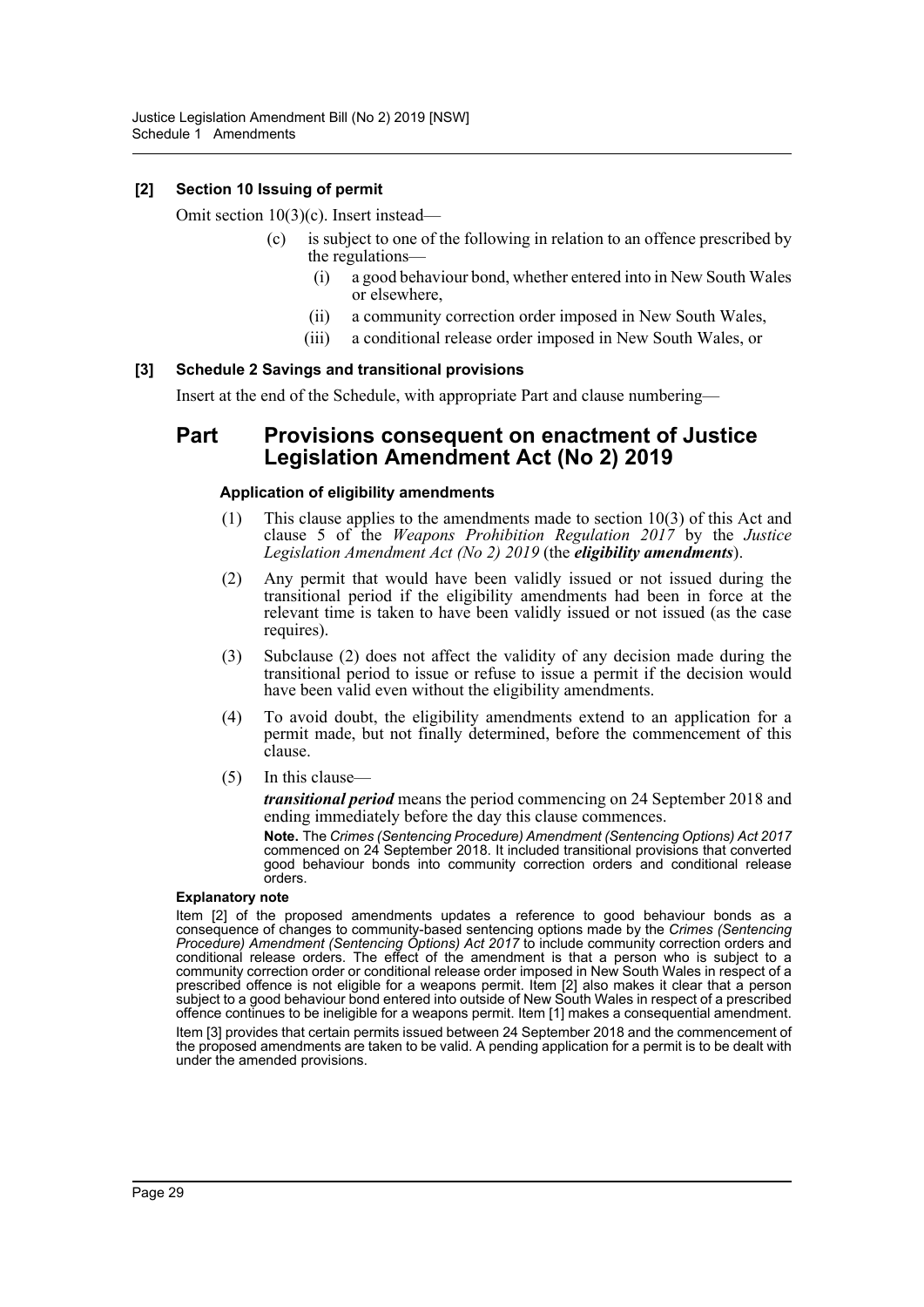**[2] Section 10 Issuing of permit**

Omit section 10(3)(c). Insert instead—

> (c) is subject to one of the following in relation to an offence prescribed by the regulations—
>
> (i) a good behaviour bond, whether entered into in New South Wales or elsewhere,
>
> (ii) a community correction order imposed in New South Wales,
>
> (iii) a conditional release order imposed in New South Wales, or

**[3] Schedule 2 Savings and transitional provisions**

Insert at the end of the Schedule, with appropriate Part and clause numbering—

## Part Provisions consequent on enactment of Justice Legislation Amendment Act (No 2) 2019

**Application of eligibility amendments**

(1) This clause applies to the amendments made to section 10(3) of this Act and clause 5 of the *Weapons Prohibition Regulation 2017* by the *Justice Legislation Amendment Act (No 2) 2019* (the ***eligibility amendments***).

(2) Any permit that would have been validly issued or not issued during the transitional period if the eligibility amendments had been in force at the relevant time is taken to have been validly issued or not issued (as the case requires).

(3) Subclause (2) does not affect the validity of any decision made during the transitional period to issue or refuse to issue a permit if the decision would have been valid even without the eligibility amendments.

(4) To avoid doubt, the eligibility amendments extend to an application for a permit made, but not finally determined, before the commencement of this clause.

(5) In this clause—

***transitional period*** means the period commencing on 24 September 2018 and ending immediately before the day this clause commences.

**Note.** The *Crimes (Sentencing Procedure) Amendment (Sentencing Options) Act 2017* commenced on 24 September 2018. It included transitional provisions that converted good behaviour bonds into community correction orders and conditional release orders.

**Explanatory note**

Item [2] of the proposed amendments updates a reference to good behaviour bonds as a consequence of changes to community-based sentencing options made by the *Crimes (Sentencing Procedure) Amendment (Sentencing Options) Act 2017* to include community correction orders and conditional release orders. The effect of the amendment is that a person who is subject to a community correction order or conditional release order imposed in New South Wales in respect of a prescribed offence is not eligible for a weapons permit. Item [2] also makes it clear that a person subject to a good behaviour bond entered into outside of New South Wales in respect of a prescribed offence continues to be ineligible for a weapons permit. Item [1] makes a consequential amendment.

Item [3] provides that certain permits issued between 24 September 2018 and the commencement of the proposed amendments are taken to be valid. A pending application for a permit is to be dealt with under the amended provisions.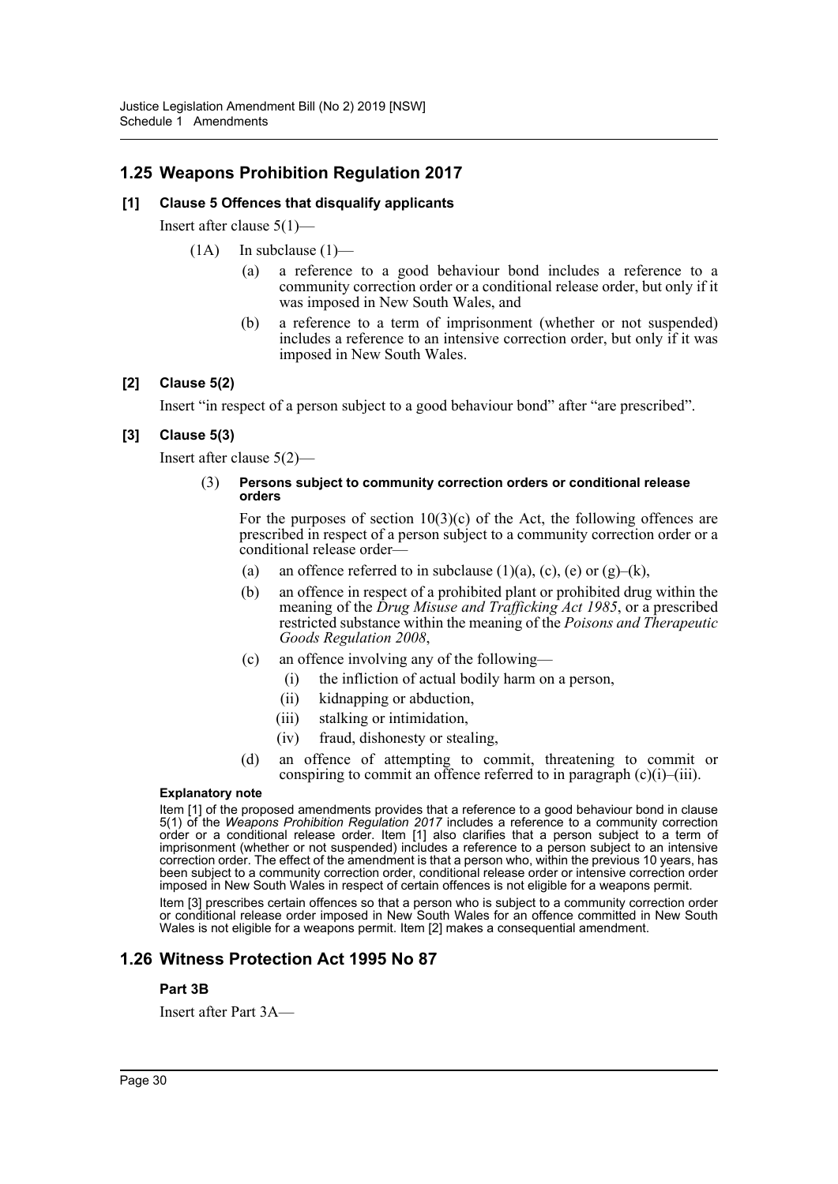## 1.25 Weapons Prohibition Regulation 2017

### [1] Clause 5 Offences that disqualify applicants

Insert after clause 5(1)—

(1A) In subclause (1)—

(a) a reference to a good behaviour bond includes a reference to a community correction order or a conditional release order, but only if it was imposed in New South Wales, and

(b) a reference to a term of imprisonment (whether or not suspended) includes a reference to an intensive correction order, but only if it was imposed in New South Wales.

### [2] Clause 5(2)

Insert "in respect of a person subject to a good behaviour bond" after "are prescribed".

### [3] Clause 5(3)

Insert after clause 5(2)—

(3) **Persons subject to community correction orders or conditional release orders**

For the purposes of section 10(3)(c) of the Act, the following offences are prescribed in respect of a person subject to a community correction order or a conditional release order—

(a) an offence referred to in subclause (1)(a), (c), (e) or (g)–(k),

(b) an offence in respect of a prohibited plant or prohibited drug within the meaning of the *Drug Misuse and Trafficking Act 1985*, or a prescribed restricted substance within the meaning of the *Poisons and Therapeutic Goods Regulation 2008*,

(c) an offence involving any of the following—

(i) the infliction of actual bodily harm on a person,

(ii) kidnapping or abduction,

(iii) stalking or intimidation,

(iv) fraud, dishonesty or stealing,

(d) an offence of attempting to commit, threatening to commit or conspiring to commit an offence referred to in paragraph (c)(i)–(iii).

**Explanatory note**

Item [1] of the proposed amendments provides that a reference to a good behaviour bond in clause 5(1) of the *Weapons Prohibition Regulation 2017* includes a reference to a community correction order or a conditional release order. Item [1] also clarifies that a person subject to a term of imprisonment (whether or not suspended) includes a reference to a person subject to an intensive correction order. The effect of the amendment is that a person who, within the previous 10 years, has been subject to a community correction order, conditional release order or intensive correction order imposed in New South Wales in respect of certain offences is not eligible for a weapons permit.

Item [3] prescribes certain offences so that a person who is subject to a community correction order or conditional release order imposed in New South Wales for an offence committed in New South Wales is not eligible for a weapons permit. Item [2] makes a consequential amendment.

## 1.26 Witness Protection Act 1995 No 87

### Part 3B

Insert after Part 3A—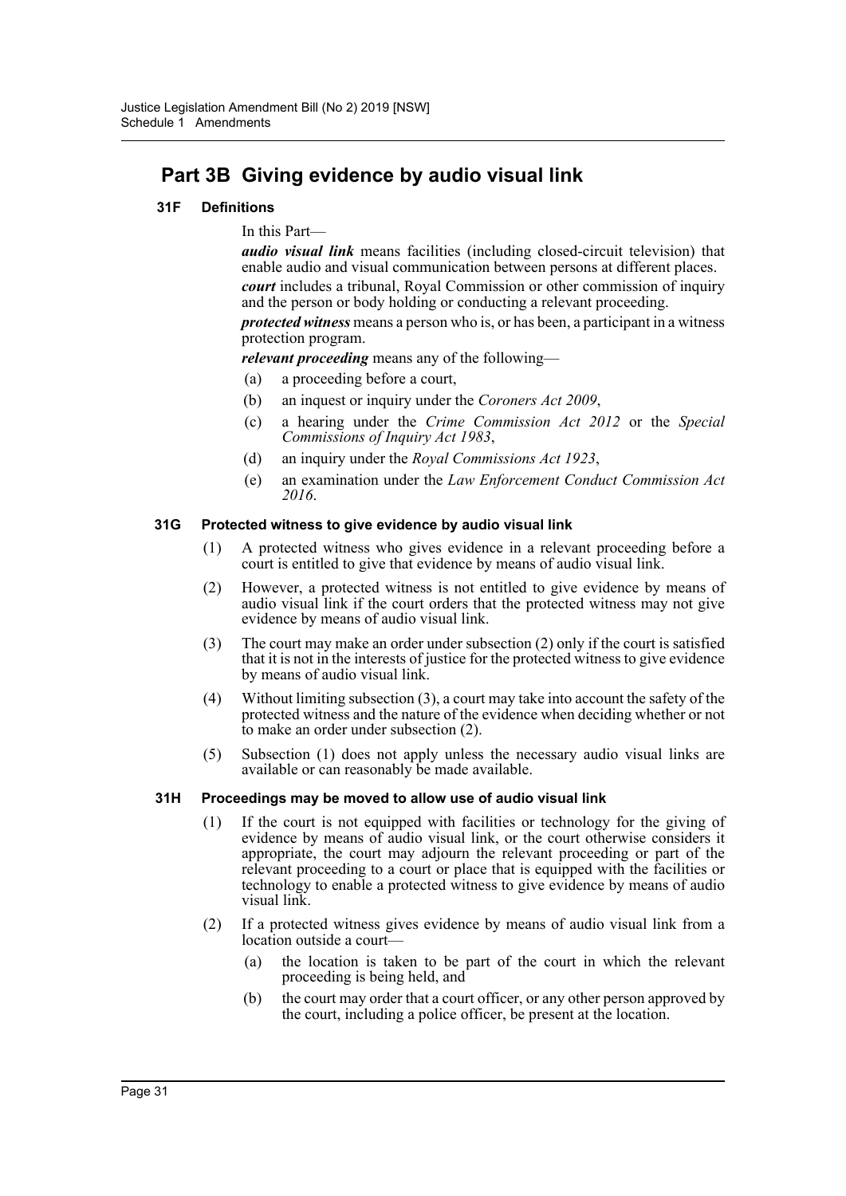## Part 3B Giving evidence by audio visual link

### 31F Definitions

In this Part—

***audio visual link*** means facilities (including closed-circuit television) that enable audio and visual communication between persons at different places.

***court*** includes a tribunal, Royal Commission or other commission of inquiry and the person or body holding or conducting a relevant proceeding.

***protected witness*** means a person who is, or has been, a participant in a witness protection program.

***relevant proceeding*** means any of the following—

- (a) a proceeding before a court,
- (b) an inquest or inquiry under the *Coroners Act 2009*,
- (c) a hearing under the *Crime Commission Act 2012* or the *Special Commissions of Inquiry Act 1983*,
- (d) an inquiry under the *Royal Commissions Act 1923*,
- (e) an examination under the *Law Enforcement Conduct Commission Act 2016*.

### 31G Protected witness to give evidence by audio visual link

(1) A protected witness who gives evidence in a relevant proceeding before a court is entitled to give that evidence by means of audio visual link.

(2) However, a protected witness is not entitled to give evidence by means of audio visual link if the court orders that the protected witness may not give evidence by means of audio visual link.

(3) The court may make an order under subsection (2) only if the court is satisfied that it is not in the interests of justice for the protected witness to give evidence by means of audio visual link.

(4) Without limiting subsection (3), a court may take into account the safety of the protected witness and the nature of the evidence when deciding whether or not to make an order under subsection (2).

(5) Subsection (1) does not apply unless the necessary audio visual links are available or can reasonably be made available.

### 31H Proceedings may be moved to allow use of audio visual link

(1) If the court is not equipped with facilities or technology for the giving of evidence by means of audio visual link, or the court otherwise considers it appropriate, the court may adjourn the relevant proceeding or part of the relevant proceeding to a court or place that is equipped with the facilities or technology to enable a protected witness to give evidence by means of audio visual link.

(2) If a protected witness gives evidence by means of audio visual link from a location outside a court—

- (a) the location is taken to be part of the court in which the relevant proceeding is being held, and
- (b) the court may order that a court officer, or any other person approved by the court, including a police officer, be present at the location.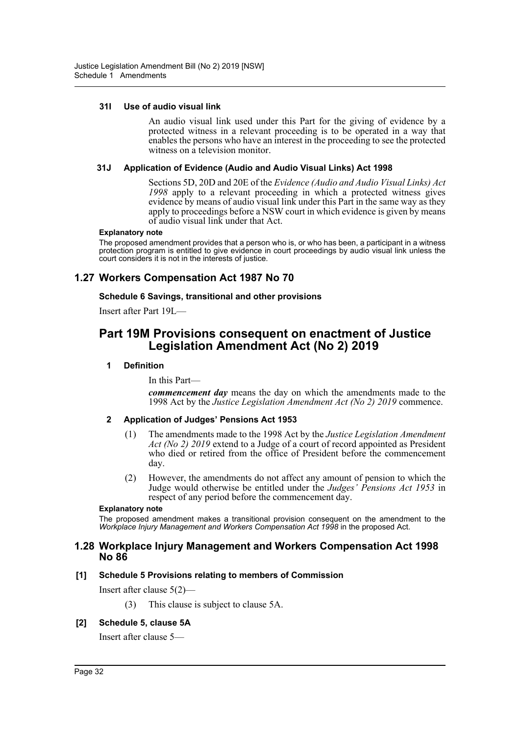#### 31I Use of audio visual link

An audio visual link used under this Part for the giving of evidence by a protected witness in a relevant proceeding is to be operated in a way that enables the persons who have an interest in the proceeding to see the protected witness on a television monitor.

#### 31J Application of Evidence (Audio and Audio Visual Links) Act 1998

Sections 5D, 20D and 20E of the *Evidence (Audio and Audio Visual Links) Act 1998* apply to a relevant proceeding in which a protected witness gives evidence by means of audio visual link under this Part in the same way as they apply to proceedings before a NSW court in which evidence is given by means of audio visual link under that Act.

**Explanatory note**

The proposed amendment provides that a person who is, or who has been, a participant in a witness protection program is entitled to give evidence in court proceedings by audio visual link unless the court considers it is not in the interests of justice.

## 1.27 Workers Compensation Act 1987 No 70

**Schedule 6 Savings, transitional and other provisions**

Insert after Part 19L—

# Part 19M Provisions consequent on enactment of Justice Legislation Amendment Act (No 2) 2019

#### 1 Definition

In this Part—

***commencement day*** means the day on which the amendments made to the 1998 Act by the *Justice Legislation Amendment Act (No 2) 2019* commence.

#### 2 Application of Judges' Pensions Act 1953

(1) The amendments made to the 1998 Act by the *Justice Legislation Amendment Act (No 2) 2019* extend to a Judge of a court of record appointed as President who died or retired from the office of President before the commencement day.

(2) However, the amendments do not affect any amount of pension to which the Judge would otherwise be entitled under the *Judges' Pensions Act 1953* in respect of any period before the commencement day.

**Explanatory note**

The proposed amendment makes a transitional provision consequent on the amendment to the *Workplace Injury Management and Workers Compensation Act 1998* in the proposed Act.

## 1.28 Workplace Injury Management and Workers Compensation Act 1998 No 86

**[1] Schedule 5 Provisions relating to members of Commission**

Insert after clause 5(2)—

(3) This clause is subject to clause 5A.

**[2] Schedule 5, clause 5A**

Insert after clause 5—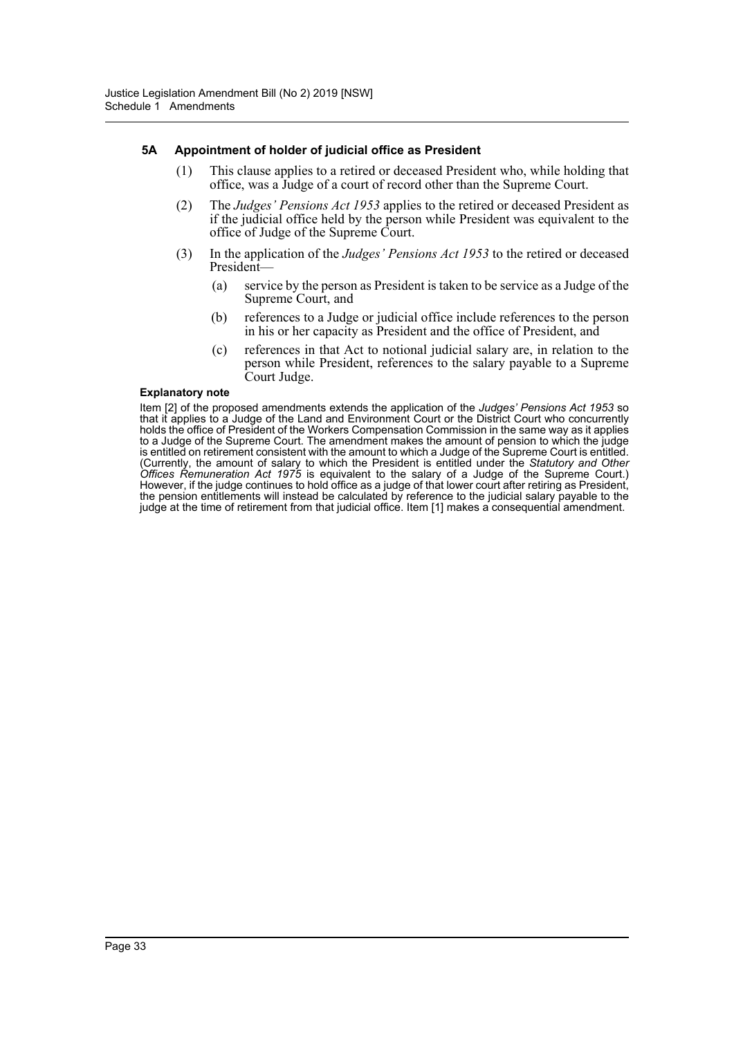### 5A Appointment of holder of judicial office as President

(1) This clause applies to a retired or deceased President who, while holding that office, was a Judge of a court of record other than the Supreme Court.

(2) The *Judges' Pensions Act 1953* applies to the retired or deceased President as if the judicial office held by the person while President was equivalent to the office of Judge of the Supreme Court.

(3) In the application of the *Judges' Pensions Act 1953* to the retired or deceased President—

(a) service by the person as President is taken to be service as a Judge of the Supreme Court, and

(b) references to a Judge or judicial office include references to the person in his or her capacity as President and the office of President, and

(c) references in that Act to notional judicial salary are, in relation to the person while President, references to the salary payable to a Supreme Court Judge.

**Explanatory note**

Item [2] of the proposed amendments extends the application of the *Judges' Pensions Act 1953* so that it applies to a Judge of the Land and Environment Court or the District Court who concurrently holds the office of President of the Workers Compensation Commission in the same way as it applies to a Judge of the Supreme Court. The amendment makes the amount of pension to which the judge is entitled on retirement consistent with the amount to which a Judge of the Supreme Court is entitled. (Currently, the amount of salary to which the President is entitled under the *Statutory and Other Offices Remuneration Act 1975* is equivalent to the salary of a Judge of the Supreme Court.) However, if the judge continues to hold office as a judge of that lower court after retiring as President, the pension entitlements will instead be calculated by reference to the judicial salary payable to the judge at the time of retirement from that judicial office. Item [1] makes a consequential amendment.